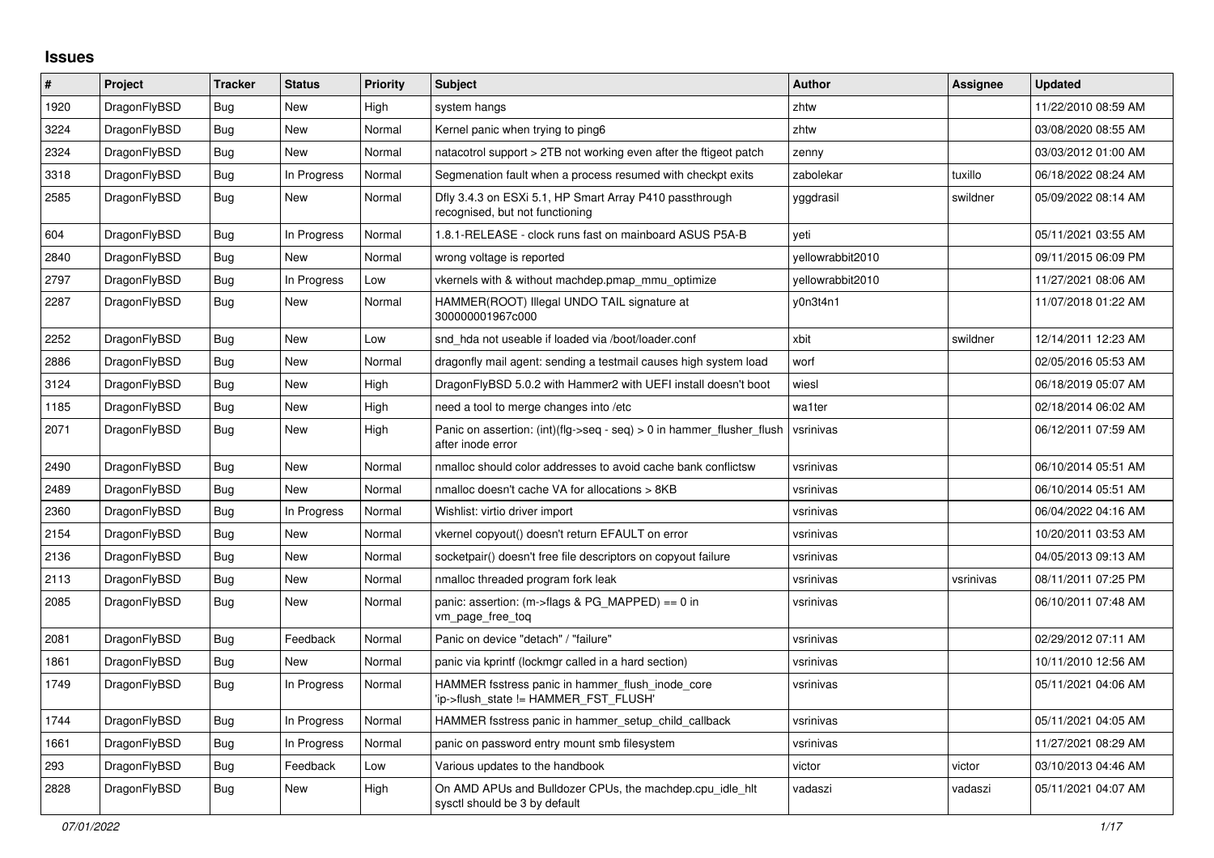## Issues

| # | Project | Tracker | Status | Priority | Subject | Author | Assignee | Updated |
|---|---|---|---|---|---|---|---|---|
| 1920 | DragonFlyBSD | Bug | New | High | system hangs | zhtw | | 11/22/2010 08:59 AM |
| 3224 | DragonFlyBSD | Bug | New | Normal | Kernel panic when trying to ping6 | zhtw | | 03/08/2020 08:55 AM |
| 2324 | DragonFlyBSD | Bug | New | Normal | natacotrol support > 2TB not working even after the ftigeot patch | zenny | | 03/03/2012 01:00 AM |
| 3318 | DragonFlyBSD | Bug | In Progress | Normal | Segmenation fault when a process resumed with checkpt exits | zabolekar | tuxillo | 06/18/2022 08:24 AM |
| 2585 | DragonFlyBSD | Bug | New | Normal | Dfly 3.4.3 on ESXi 5.1, HP Smart Array P410 passthrough recognised, but not functioning | yggdrasil | swildner | 05/09/2022 08:14 AM |
| 604 | DragonFlyBSD | Bug | In Progress | Normal | 1.8.1-RELEASE - clock runs fast on mainboard ASUS P5A-B | yeti | | 05/11/2021 03:55 AM |
| 2840 | DragonFlyBSD | Bug | New | Normal | wrong voltage is reported | yellowrabbit2010 | | 09/11/2015 06:09 PM |
| 2797 | DragonFlyBSD | Bug | In Progress | Low | vkernels with & without machdep.pmap_mmu_optimize | yellowrabbit2010 | | 11/27/2021 08:06 AM |
| 2287 | DragonFlyBSD | Bug | New | Normal | HAMMER(ROOT) Illegal UNDO TAIL signature at 300000001967c000 | y0n3t4n1 | | 11/07/2018 01:22 AM |
| 2252 | DragonFlyBSD | Bug | New | Low | snd_hda not useable if loaded via /boot/loader.conf | xbit | swildner | 12/14/2011 12:23 AM |
| 2886 | DragonFlyBSD | Bug | New | Normal | dragonfly mail agent: sending a testmail causes high system load | worf | | 02/05/2016 05:53 AM |
| 3124 | DragonFlyBSD | Bug | New | High | DragonFlyBSD 5.0.2 with Hammer2 with UEFI install doesn't boot | wiesl | | 06/18/2019 05:07 AM |
| 1185 | DragonFlyBSD | Bug | New | High | need a tool to merge changes into /etc | wa1ter | | 02/18/2014 06:02 AM |
| 2071 | DragonFlyBSD | Bug | New | High | Panic on assertion: (int)(flg->seq - seq) > 0 in hammer_flusher_flush after inode error | vsrinivas | | 06/12/2011 07:59 AM |
| 2490 | DragonFlyBSD | Bug | New | Normal | nmalloc should color addresses to avoid cache bank conflictsw | vsrinivas | | 06/10/2014 05:51 AM |
| 2489 | DragonFlyBSD | Bug | New | Normal | nmalloc doesn't cache VA for allocations > 8KB | vsrinivas | | 06/10/2014 05:51 AM |
| 2360 | DragonFlyBSD | Bug | In Progress | Normal | Wishlist: virtio driver import | vsrinivas | | 06/04/2022 04:16 AM |
| 2154 | DragonFlyBSD | Bug | New | Normal | vkernel copyout() doesn't return EFAULT on error | vsrinivas | | 10/20/2011 03:53 AM |
| 2136 | DragonFlyBSD | Bug | New | Normal | socketpair() doesn't free file descriptors on copyout failure | vsrinivas | | 04/05/2013 09:13 AM |
| 2113 | DragonFlyBSD | Bug | New | Normal | nmalloc threaded program fork leak | vsrinivas | vsrinivas | 08/11/2011 07:25 PM |
| 2085 | DragonFlyBSD | Bug | New | Normal | panic: assertion: (m->flags & PG_MAPPED) == 0 in vm_page_free_toq | vsrinivas | | 06/10/2011 07:48 AM |
| 2081 | DragonFlyBSD | Bug | Feedback | Normal | Panic on device "detach" / "failure" | vsrinivas | | 02/29/2012 07:11 AM |
| 1861 | DragonFlyBSD | Bug | New | Normal | panic via kprintf (lockmgr called in a hard section) | vsrinivas | | 10/11/2010 12:56 AM |
| 1749 | DragonFlyBSD | Bug | In Progress | Normal | HAMMER fsstress panic in hammer_flush_inode_core 'ip->flush_state != HAMMER_FST_FLUSH' | vsrinivas | | 05/11/2021 04:06 AM |
| 1744 | DragonFlyBSD | Bug | In Progress | Normal | HAMMER fsstress panic in hammer_setup_child_callback | vsrinivas | | 05/11/2021 04:05 AM |
| 1661 | DragonFlyBSD | Bug | In Progress | Normal | panic on password entry mount smb filesystem | vsrinivas | | 11/27/2021 08:29 AM |
| 293 | DragonFlyBSD | Bug | Feedback | Low | Various updates to the handbook | victor | victor | 03/10/2013 04:46 AM |
| 2828 | DragonFlyBSD | Bug | New | High | On AMD APUs and Bulldozer CPUs, the machdep.cpu_idle_hlt sysctl should be 3 by default | vadaszi | vadaszi | 05/11/2021 04:07 AM |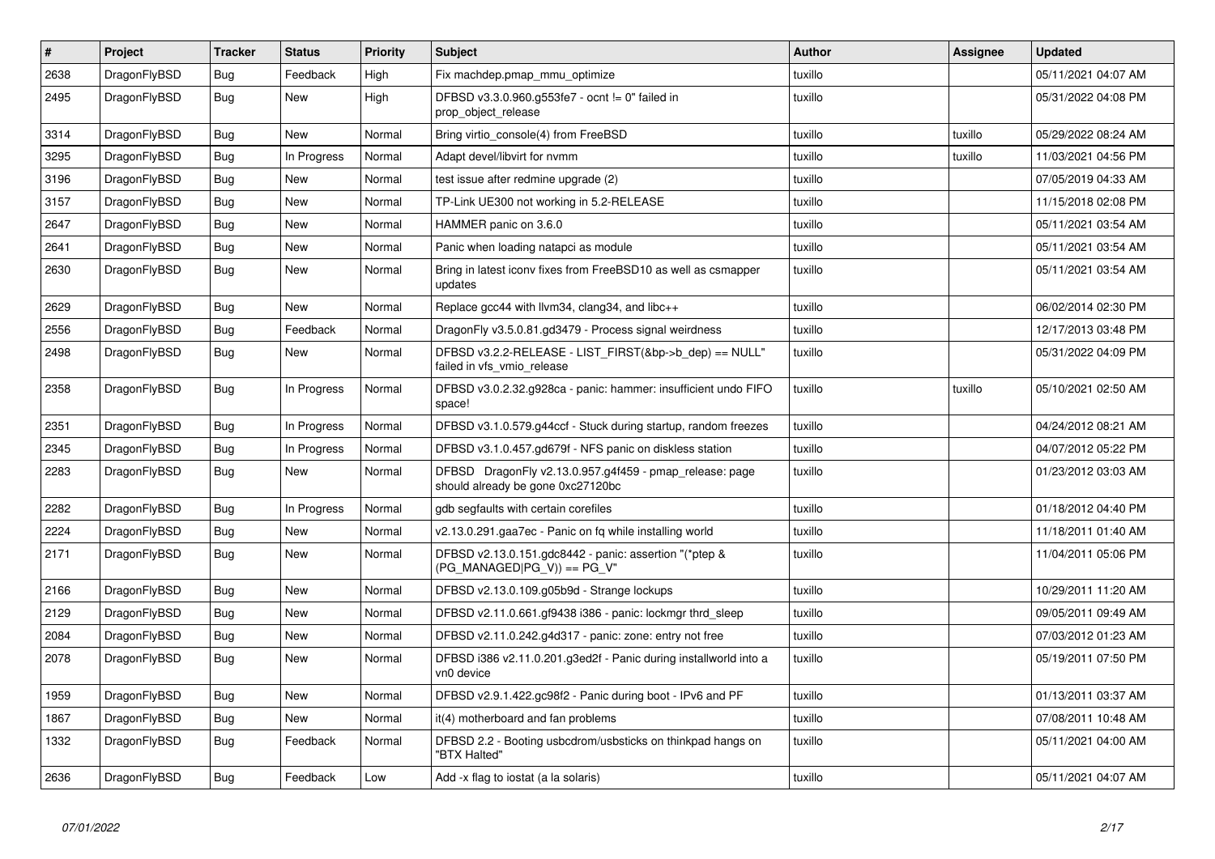| # | Project | Tracker | Status | Priority | Subject | Author | Assignee | Updated |
|---|---|---|---|---|---|---|---|---|
| 2638 | DragonFlyBSD | Bug | Feedback | High | Fix machdep.pmap_mmu_optimize | tuxillo | | 05/11/2021 04:07 AM |
| 2495 | DragonFlyBSD | Bug | New | High | DFBSD v3.3.0.960.g553fe7 - ocnt != 0" failed in prop_object_release | tuxillo | | 05/31/2022 04:08 PM |
| 3314 | DragonFlyBSD | Bug | New | Normal | Bring virtio_console(4) from FreeBSD | tuxillo | tuxillo | 05/29/2022 08:24 AM |
| 3295 | DragonFlyBSD | Bug | In Progress | Normal | Adapt devel/libvirt for nvmm | tuxillo | tuxillo | 11/03/2021 04:56 PM |
| 3196 | DragonFlyBSD | Bug | New | Normal | test issue after redmine upgrade (2) | tuxillo | | 07/05/2019 04:33 AM |
| 3157 | DragonFlyBSD | Bug | New | Normal | TP-Link UE300 not working in 5.2-RELEASE | tuxillo | | 11/15/2018 02:08 PM |
| 2647 | DragonFlyBSD | Bug | New | Normal | HAMMER panic on 3.6.0 | tuxillo | | 05/11/2021 03:54 AM |
| 2641 | DragonFlyBSD | Bug | New | Normal | Panic when loading natapci as module | tuxillo | | 05/11/2021 03:54 AM |
| 2630 | DragonFlyBSD | Bug | New | Normal | Bring in latest iconv fixes from FreeBSD10 as well as csmapper updates | tuxillo | | 05/11/2021 03:54 AM |
| 2629 | DragonFlyBSD | Bug | New | Normal | Replace gcc44 with llvm34, clang34, and libc++ | tuxillo | | 06/02/2014 02:30 PM |
| 2556 | DragonFlyBSD | Bug | Feedback | Normal | DragonFly v3.5.0.81.gd3479 - Process signal weirdness | tuxillo | | 12/17/2013 03:48 PM |
| 2498 | DragonFlyBSD | Bug | New | Normal | DFBSD v3.2.2-RELEASE - LIST_FIRST(&bp->b_dep) == NULL" failed in vfs_vmio_release | tuxillo | | 05/31/2022 04:09 PM |
| 2358 | DragonFlyBSD | Bug | In Progress | Normal | DFBSD v3.0.2.32.g928ca - panic: hammer: insufficient undo FIFO space! | tuxillo | tuxillo | 05/10/2021 02:50 AM |
| 2351 | DragonFlyBSD | Bug | In Progress | Normal | DFBSD v3.1.0.579.g44ccf - Stuck during startup, random freezes | tuxillo | | 04/24/2012 08:21 AM |
| 2345 | DragonFlyBSD | Bug | In Progress | Normal | DFBSD v3.1.0.457.gd679f - NFS panic on diskless station | tuxillo | | 04/07/2012 05:22 PM |
| 2283 | DragonFlyBSD | Bug | New | Normal | DFBSD DragonFly v2.13.0.957.g4f459 - pmap_release: page should already be gone 0xc27120bc | tuxillo | | 01/23/2012 03:03 AM |
| 2282 | DragonFlyBSD | Bug | In Progress | Normal | gdb segfaults with certain corefiles | tuxillo | | 01/18/2012 04:40 PM |
| 2224 | DragonFlyBSD | Bug | New | Normal | v2.13.0.291.gaa7ec - Panic on fq while installing world | tuxillo | | 11/18/2011 01:40 AM |
| 2171 | DragonFlyBSD | Bug | New | Normal | DFBSD v2.13.0.151.gdc8442 - panic: assertion "(*ptep & (PG_MANAGED\|PG_V)) == PG_V" | tuxillo | | 11/04/2011 05:06 PM |
| 2166 | DragonFlyBSD | Bug | New | Normal | DFBSD v2.13.0.109.g05b9d - Strange lockups | tuxillo | | 10/29/2011 11:20 AM |
| 2129 | DragonFlyBSD | Bug | New | Normal | DFBSD v2.11.0.661.gf9438 i386 - panic: lockmgr thrd_sleep | tuxillo | | 09/05/2011 09:49 AM |
| 2084 | DragonFlyBSD | Bug | New | Normal | DFBSD v2.11.0.242.g4d317 - panic: zone: entry not free | tuxillo | | 07/03/2012 01:23 AM |
| 2078 | DragonFlyBSD | Bug | New | Normal | DFBSD i386 v2.11.0.201.g3ed2f - Panic during installworld into a vn0 device | tuxillo | | 05/19/2011 07:50 PM |
| 1959 | DragonFlyBSD | Bug | New | Normal | DFBSD v2.9.1.422.gc98f2 - Panic during boot - IPv6 and PF | tuxillo | | 01/13/2011 03:37 AM |
| 1867 | DragonFlyBSD | Bug | New | Normal | it(4) motherboard and fan problems | tuxillo | | 07/08/2011 10:48 AM |
| 1332 | DragonFlyBSD | Bug | Feedback | Normal | DFBSD 2.2 - Booting usbcdrom/usbsticks on thinkpad hangs on "BTX Halted" | tuxillo | | 05/11/2021 04:00 AM |
| 2636 | DragonFlyBSD | Bug | Feedback | Low | Add -x flag to iostat (a la solaris) | tuxillo | | 05/11/2021 04:07 AM |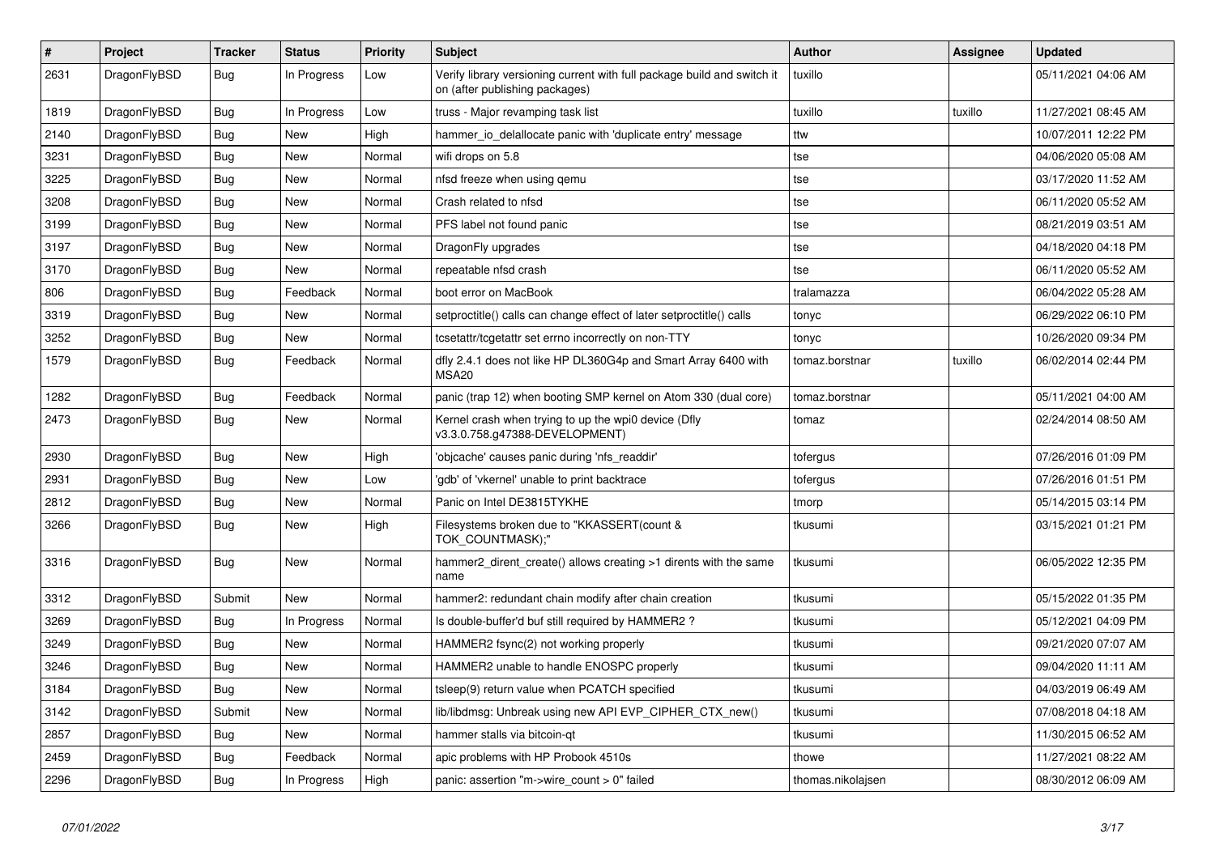| # | Project | Tracker | Status | Priority | Subject | Author | Assignee | Updated |
|---|---|---|---|---|---|---|---|---|
| 2631 | DragonFlyBSD | Bug | In Progress | Low | Verify library versioning current with full package build and switch it on (after publishing packages) | tuxillo | | 05/11/2021 04:06 AM |
| 1819 | DragonFlyBSD | Bug | In Progress | Low | truss - Major revamping task list | tuxillo | tuxillo | 11/27/2021 08:45 AM |
| 2140 | DragonFlyBSD | Bug | New | High | hammer_io_delallocate panic with 'duplicate entry' message | ttw | | 10/07/2011 12:22 PM |
| 3231 | DragonFlyBSD | Bug | New | Normal | wifi drops on 5.8 | tse | | 04/06/2020 05:08 AM |
| 3225 | DragonFlyBSD | Bug | New | Normal | nfsd freeze when using qemu | tse | | 03/17/2020 11:52 AM |
| 3208 | DragonFlyBSD | Bug | New | Normal | Crash related to nfsd | tse | | 06/11/2020 05:52 AM |
| 3199 | DragonFlyBSD | Bug | New | Normal | PFS label not found panic | tse | | 08/21/2019 03:51 AM |
| 3197 | DragonFlyBSD | Bug | New | Normal | DragonFly upgrades | tse | | 04/18/2020 04:18 PM |
| 3170 | DragonFlyBSD | Bug | New | Normal | repeatable nfsd crash | tse | | 06/11/2020 05:52 AM |
| 806 | DragonFlyBSD | Bug | Feedback | Normal | boot error on MacBook | tralamazza | | 06/04/2022 05:28 AM |
| 3319 | DragonFlyBSD | Bug | New | Normal | setproctitle() calls can change effect of later setproctitle() calls | tonyc | | 06/29/2022 06:10 PM |
| 3252 | DragonFlyBSD | Bug | New | Normal | tcsetattr/tcgetattr set errno incorrectly on non-TTY | tonyc | | 10/26/2020 09:34 PM |
| 1579 | DragonFlyBSD | Bug | Feedback | Normal | dfly 2.4.1 does not like HP DL360G4p and Smart Array 6400 with MSA20 | tomaz.borstnar | tuxillo | 06/02/2014 02:44 PM |
| 1282 | DragonFlyBSD | Bug | Feedback | Normal | panic (trap 12) when booting SMP kernel on Atom 330 (dual core) | tomaz.borstnar | | 05/11/2021 04:00 AM |
| 2473 | DragonFlyBSD | Bug | New | Normal | Kernel crash when trying to up the wpi0 device (Dfly v3.3.0.758.g47388-DEVELOPMENT) | tomaz | | 02/24/2014 08:50 AM |
| 2930 | DragonFlyBSD | Bug | New | High | 'objcache' causes panic during 'nfs_readdir' | tofergus | | 07/26/2016 01:09 PM |
| 2931 | DragonFlyBSD | Bug | New | Low | 'gdb' of 'vkernel' unable to print backtrace | tofergus | | 07/26/2016 01:51 PM |
| 2812 | DragonFlyBSD | Bug | New | Normal | Panic on Intel DE3815TYKHE | tmorp | | 05/14/2015 03:14 PM |
| 3266 | DragonFlyBSD | Bug | New | High | Filesystems broken due to "KKASSERT(count & TOK_COUNTMASK);" | tkusumi | | 03/15/2021 01:21 PM |
| 3316 | DragonFlyBSD | Bug | New | Normal | hammer2_dirent_create() allows creating >1 dirents with the same name | tkusumi | | 06/05/2022 12:35 PM |
| 3312 | DragonFlyBSD | Submit | New | Normal | hammer2: redundant chain modify after chain creation | tkusumi | | 05/15/2022 01:35 PM |
| 3269 | DragonFlyBSD | Bug | In Progress | Normal | Is double-buffer'd buf still required by HAMMER2 ? | tkusumi | | 05/12/2021 04:09 PM |
| 3249 | DragonFlyBSD | Bug | New | Normal | HAMMER2 fsync(2) not working properly | tkusumi | | 09/21/2020 07:07 AM |
| 3246 | DragonFlyBSD | Bug | New | Normal | HAMMER2 unable to handle ENOSPC properly | tkusumi | | 09/04/2020 11:11 AM |
| 3184 | DragonFlyBSD | Bug | New | Normal | tsleep(9) return value when PCATCH specified | tkusumi | | 04/03/2019 06:49 AM |
| 3142 | DragonFlyBSD | Submit | New | Normal | lib/libdmsg: Unbreak using new API EVP_CIPHER_CTX_new() | tkusumi | | 07/08/2018 04:18 AM |
| 2857 | DragonFlyBSD | Bug | New | Normal | hammer stalls via bitcoin-qt | tkusumi | | 11/30/2015 06:52 AM |
| 2459 | DragonFlyBSD | Bug | Feedback | Normal | apic problems with HP Probook 4510s | thowe | | 11/27/2021 08:22 AM |
| 2296 | DragonFlyBSD | Bug | In Progress | High | panic: assertion "m->wire_count > 0" failed | thomas.nikolajsen | | 08/30/2012 06:09 AM |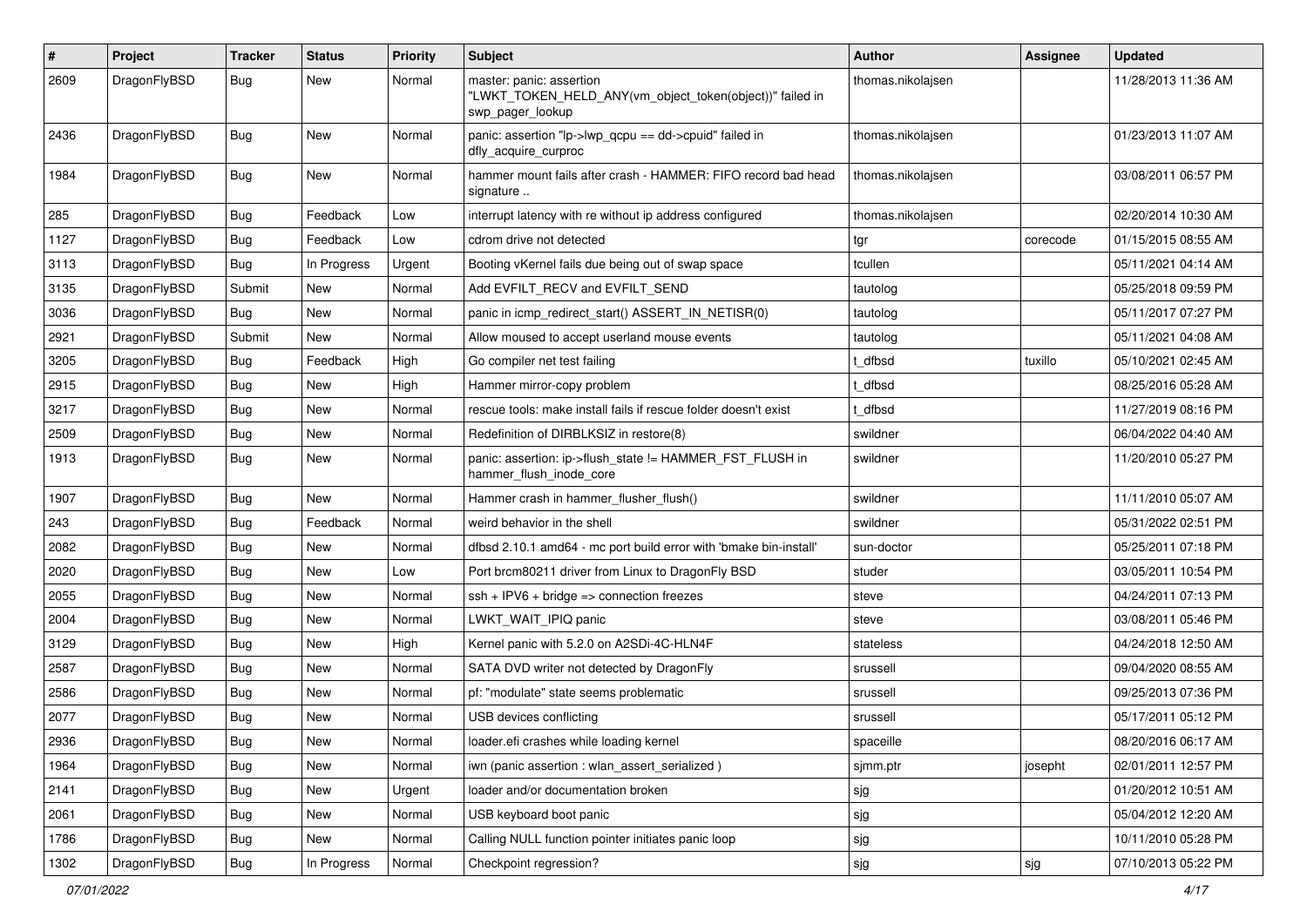| # | Project | Tracker | Status | Priority | Subject | Author | Assignee | Updated |
|---|---|---|---|---|---|---|---|---|
| 2609 | DragonFlyBSD | Bug | New | Normal | master: panic: assertion "LWKT_TOKEN_HELD_ANY(vm_object_token(object))" failed in swp_pager_lookup | thomas.nikolajsen | | 11/28/2013 11:36 AM |
| 2436 | DragonFlyBSD | Bug | New | Normal | panic: assertion "lp->lwp_qcpu == dd->cpuid" failed in dfly_acquire_curproc | thomas.nikolajsen | | 01/23/2013 11:07 AM |
| 1984 | DragonFlyBSD | Bug | New | Normal | hammer mount fails after crash - HAMMER: FIFO record bad head signature .. | thomas.nikolajsen | | 03/08/2011 06:57 PM |
| 285 | DragonFlyBSD | Bug | Feedback | Low | interrupt latency with re without ip address configured | thomas.nikolajsen | | 02/20/2014 10:30 AM |
| 1127 | DragonFlyBSD | Bug | Feedback | Low | cdrom drive not detected | tgr | corecode | 01/15/2015 08:55 AM |
| 3113 | DragonFlyBSD | Bug | In Progress | Urgent | Booting vKernel fails due being out of swap space | tcullen | | 05/11/2021 04:14 AM |
| 3135 | DragonFlyBSD | Submit | New | Normal | Add EVFILT_RECV and EVFILT_SEND | tautolog | | 05/25/2018 09:59 PM |
| 3036 | DragonFlyBSD | Bug | New | Normal | panic in icmp_redirect_start() ASSERT_IN_NETISR(0) | tautolog | | 05/11/2017 07:27 PM |
| 2921 | DragonFlyBSD | Submit | New | Normal | Allow moused to accept userland mouse events | tautolog | | 05/11/2021 04:08 AM |
| 3205 | DragonFlyBSD | Bug | Feedback | High | Go compiler net test failing | t_dfbsd | tuxillo | 05/10/2021 02:45 AM |
| 2915 | DragonFlyBSD | Bug | New | High | Hammer mirror-copy problem | t_dfbsd | | 08/25/2016 05:28 AM |
| 3217 | DragonFlyBSD | Bug | New | Normal | rescue tools: make install fails if rescue folder doesn't exist | t_dfbsd | | 11/27/2019 08:16 PM |
| 2509 | DragonFlyBSD | Bug | New | Normal | Redefinition of DIRBLKSIZ in restore(8) | swildner | | 06/04/2022 04:40 AM |
| 1913 | DragonFlyBSD | Bug | New | Normal | panic: assertion: ip->flush_state != HAMMER_FST_FLUSH in hammer_flush_inode_core | swildner | | 11/20/2010 05:27 PM |
| 1907 | DragonFlyBSD | Bug | New | Normal | Hammer crash in hammer_flusher_flush() | swildner | | 11/11/2010 05:07 AM |
| 243 | DragonFlyBSD | Bug | Feedback | Normal | weird behavior in the shell | swildner | | 05/31/2022 02:51 PM |
| 2082 | DragonFlyBSD | Bug | New | Normal | dfbsd 2.10.1 amd64 - mc port build error with 'bmake bin-install' | sun-doctor | | 05/25/2011 07:18 PM |
| 2020 | DragonFlyBSD | Bug | New | Low | Port brcm80211 driver from Linux to DragonFly BSD | studer | | 03/05/2011 10:54 PM |
| 2055 | DragonFlyBSD | Bug | New | Normal | ssh + IPV6 + bridge => connection freezes | steve | | 04/24/2011 07:13 PM |
| 2004 | DragonFlyBSD | Bug | New | Normal | LWKT_WAIT_IPIQ panic | steve | | 03/08/2011 05:46 PM |
| 3129 | DragonFlyBSD | Bug | New | High | Kernel panic with 5.2.0 on A2SDi-4C-HLN4F | stateless | | 04/24/2018 12:50 AM |
| 2587 | DragonFlyBSD | Bug | New | Normal | SATA DVD writer not detected by DragonFly | srussell | | 09/04/2020 08:55 AM |
| 2586 | DragonFlyBSD | Bug | New | Normal | pf: "modulate" state seems problematic | srussell | | 09/25/2013 07:36 PM |
| 2077 | DragonFlyBSD | Bug | New | Normal | USB devices conflicting | srussell | | 05/17/2011 05:12 PM |
| 2936 | DragonFlyBSD | Bug | New | Normal | loader.efi crashes while loading kernel | spaceille | | 08/20/2016 06:17 AM |
| 1964 | DragonFlyBSD | Bug | New | Normal | iwn (panic assertion : wlan_assert_serialized ) | sjmm.ptr | josepht | 02/01/2011 12:57 PM |
| 2141 | DragonFlyBSD | Bug | New | Urgent | loader and/or documentation broken | sjg | | 01/20/2012 10:51 AM |
| 2061 | DragonFlyBSD | Bug | New | Normal | USB keyboard boot panic | sjg | | 05/04/2012 12:20 AM |
| 1786 | DragonFlyBSD | Bug | New | Normal | Calling NULL function pointer initiates panic loop | sjg | | 10/11/2010 05:28 PM |
| 1302 | DragonFlyBSD | Bug | In Progress | Normal | Checkpoint regression? | sjg | sjg | 07/10/2013 05:22 PM |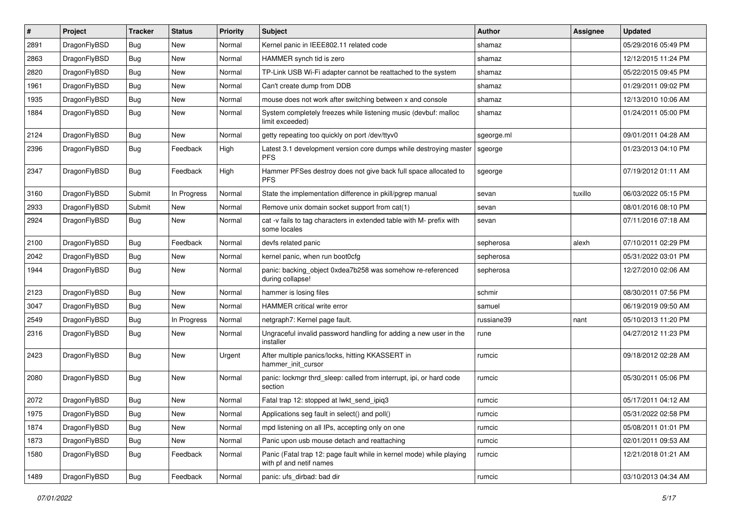| # | Project | Tracker | Status | Priority | Subject | Author | Assignee | Updated |
|---|---|---|---|---|---|---|---|---|
| 2891 | DragonFlyBSD | Bug | New | Normal | Kernel panic in IEEE802.11 related code | shamaz | | 05/29/2016 05:49 PM |
| 2863 | DragonFlyBSD | Bug | New | Normal | HAMMER synch tid is zero | shamaz | | 12/12/2015 11:24 PM |
| 2820 | DragonFlyBSD | Bug | New | Normal | TP-Link USB Wi-Fi adapter cannot be reattached to the system | shamaz | | 05/22/2015 09:45 PM |
| 1961 | DragonFlyBSD | Bug | New | Normal | Can't create dump from DDB | shamaz | | 01/29/2011 09:02 PM |
| 1935 | DragonFlyBSD | Bug | New | Normal | mouse does not work after switching between x and console | shamaz | | 12/13/2010 10:06 AM |
| 1884 | DragonFlyBSD | Bug | New | Normal | System completely freezes while listening music (devbuf: malloc limit exceeded) | shamaz | | 01/24/2011 05:00 PM |
| 2124 | DragonFlyBSD | Bug | New | Normal | getty repeating too quickly on port /dev/ttyv0 | sgeorge.ml | | 09/01/2011 04:28 AM |
| 2396 | DragonFlyBSD | Bug | Feedback | High | Latest 3.1 development version core dumps while destroying master PFS | sgeorge | | 01/23/2013 04:10 PM |
| 2347 | DragonFlyBSD | Bug | Feedback | High | Hammer PFSes destroy does not give back full space allocated to PFS | sgeorge | | 07/19/2012 01:11 AM |
| 3160 | DragonFlyBSD | Submit | In Progress | Normal | State the implementation difference in pkill/pgrep manual | sevan | tuxillo | 06/03/2022 05:15 PM |
| 2933 | DragonFlyBSD | Submit | New | Normal | Remove unix domain socket support from cat(1) | sevan | | 08/01/2016 08:10 PM |
| 2924 | DragonFlyBSD | Bug | New | Normal | cat -v fails to tag characters in extended table with M- prefix with some locales | sevan | | 07/11/2016 07:18 AM |
| 2100 | DragonFlyBSD | Bug | Feedback | Normal | devfs related panic | sepherosa | alexh | 07/10/2011 02:29 PM |
| 2042 | DragonFlyBSD | Bug | New | Normal | kernel panic, when run boot0cfg | sepherosa | | 05/31/2022 03:01 PM |
| 1944 | DragonFlyBSD | Bug | New | Normal | panic: backing_object 0xdea7b258 was somehow re-referenced during collapse! | sepherosa | | 12/27/2010 02:06 AM |
| 2123 | DragonFlyBSD | Bug | New | Normal | hammer is losing files | schmir | | 08/30/2011 07:56 PM |
| 3047 | DragonFlyBSD | Bug | New | Normal | HAMMER critical write error | samuel | | 06/19/2019 09:50 AM |
| 2549 | DragonFlyBSD | Bug | In Progress | Normal | netgraph7: Kernel page fault. | russiane39 | nant | 05/10/2013 11:20 PM |
| 2316 | DragonFlyBSD | Bug | New | Normal | Ungraceful invalid password handling for adding a new user in the installer | rune | | 04/27/2012 11:23 PM |
| 2423 | DragonFlyBSD | Bug | New | Urgent | After multiple panics/locks, hitting KKASSERT in hammer_init_cursor | rumcic | | 09/18/2012 02:28 AM |
| 2080 | DragonFlyBSD | Bug | New | Normal | panic: lockmgr thrd_sleep: called from interrupt, ipi, or hard code section | rumcic | | 05/30/2011 05:06 PM |
| 2072 | DragonFlyBSD | Bug | New | Normal | Fatal trap 12: stopped at lwkt_send_ipiq3 | rumcic | | 05/17/2011 04:12 AM |
| 1975 | DragonFlyBSD | Bug | New | Normal | Applications seg fault in select() and poll() | rumcic | | 05/31/2022 02:58 PM |
| 1874 | DragonFlyBSD | Bug | New | Normal | mpd listening on all IPs, accepting only on one | rumcic | | 05/08/2011 01:01 PM |
| 1873 | DragonFlyBSD | Bug | New | Normal | Panic upon usb mouse detach and reattaching | rumcic | | 02/01/2011 09:53 AM |
| 1580 | DragonFlyBSD | Bug | Feedback | Normal | Panic (Fatal trap 12: page fault while in kernel mode) while playing with pf and netif names | rumcic | | 12/21/2018 01:21 AM |
| 1489 | DragonFlyBSD | Bug | Feedback | Normal | panic: ufs_dirbad: bad dir | rumcic | | 03/10/2013 04:34 AM |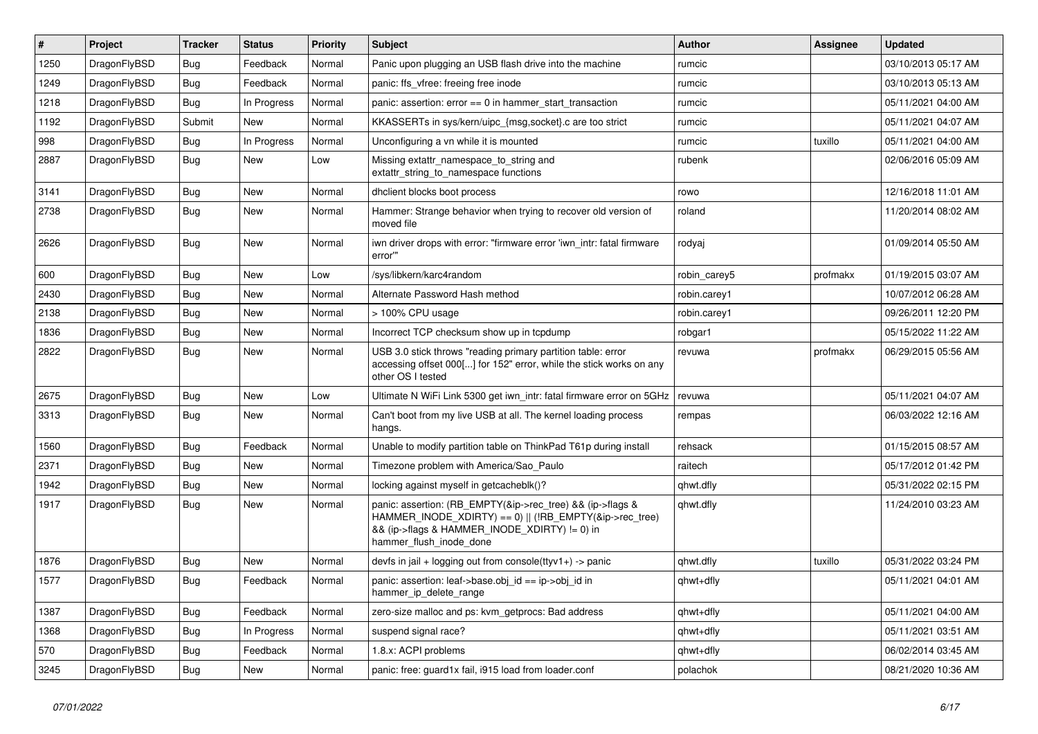| # | Project | Tracker | Status | Priority | Subject | Author | Assignee | Updated |
|---|---|---|---|---|---|---|---|---|
| 1250 | DragonFlyBSD | Bug | Feedback | Normal | Panic upon plugging an USB flash drive into the machine | rumcic | | 03/10/2013 05:17 AM |
| 1249 | DragonFlyBSD | Bug | Feedback | Normal | panic: ffs_vfree: freeing free inode | rumcic | | 03/10/2013 05:13 AM |
| 1218 | DragonFlyBSD | Bug | In Progress | Normal | panic: assertion: error == 0 in hammer_start_transaction | rumcic | | 05/11/2021 04:00 AM |
| 1192 | DragonFlyBSD | Submit | New | Normal | KKASSERTs in sys/kern/uipc_{msg,socket}.c are too strict | rumcic | | 05/11/2021 04:07 AM |
| 998 | DragonFlyBSD | Bug | In Progress | Normal | Unconfiguring a vn while it is mounted | rumcic | tuxillo | 05/11/2021 04:00 AM |
| 2887 | DragonFlyBSD | Bug | New | Low | Missing extattr_namespace_to_string and extattr_string_to_namespace functions | rubenk | | 02/06/2016 05:09 AM |
| 3141 | DragonFlyBSD | Bug | New | Normal | dhclient blocks boot process | rowo | | 12/16/2018 11:01 AM |
| 2738 | DragonFlyBSD | Bug | New | Normal | Hammer: Strange behavior when trying to recover old version of moved file | roland | | 11/20/2014 08:02 AM |
| 2626 | DragonFlyBSD | Bug | New | Normal | iwn driver drops with error: "firmware error 'iwn_intr: fatal firmware error'" | rodyaj | | 01/09/2014 05:50 AM |
| 600 | DragonFlyBSD | Bug | New | Low | /sys/libkern/karc4random | robin_carey5 | profmakx | 01/19/2015 03:07 AM |
| 2430 | DragonFlyBSD | Bug | New | Normal | Alternate Password Hash method | robin.carey1 | | 10/07/2012 06:28 AM |
| 2138 | DragonFlyBSD | Bug | New | Normal | > 100% CPU usage | robin.carey1 | | 09/26/2011 12:20 PM |
| 1836 | DragonFlyBSD | Bug | New | Normal | Incorrect TCP checksum show up in tcpdump | robgar1 | | 05/15/2022 11:22 AM |
| 2822 | DragonFlyBSD | Bug | New | Normal | USB 3.0 stick throws "reading primary partition table: error accessing offset 000[...] for 152" error, while the stick works on any other OS I tested | revuwa | profmakx | 06/29/2015 05:56 AM |
| 2675 | DragonFlyBSD | Bug | New | Low | Ultimate N WiFi Link 5300 get iwn_intr: fatal firmware error on 5GHz | revuwa | | 05/11/2021 04:07 AM |
| 3313 | DragonFlyBSD | Bug | New | Normal | Can't boot from my live USB at all. The kernel loading process hangs. | rempas | | 06/03/2022 12:16 AM |
| 1560 | DragonFlyBSD | Bug | Feedback | Normal | Unable to modify partition table on ThinkPad T61p during install | rehsack | | 01/15/2015 08:57 AM |
| 2371 | DragonFlyBSD | Bug | New | Normal | Timezone problem with America/Sao_Paulo | raitech | | 05/17/2012 01:42 PM |
| 1942 | DragonFlyBSD | Bug | New | Normal | locking against myself in getcacheblk()? | qhwt.dfly | | 05/31/2022 02:15 PM |
| 1917 | DragonFlyBSD | Bug | New | Normal | panic: assertion: (RB_EMPTY(&ip->rec_tree) && (ip->flags & HAMMER_INODE_XDIRTY) == 0) \|\| (!RB_EMPTY(&ip->rec_tree) && (ip->flags & HAMMER_INODE_XDIRTY) != 0) in hammer_flush_inode_done | qhwt.dfly | | 11/24/2010 03:23 AM |
| 1876 | DragonFlyBSD | Bug | New | Normal | devfs in jail + logging out from console(ttyv1+) -> panic | qhwt.dfly | tuxillo | 05/31/2022 03:24 PM |
| 1577 | DragonFlyBSD | Bug | Feedback | Normal | panic: assertion: leaf->base.obj_id == ip->obj_id in hammer_ip_delete_range | qhwt+dfly | | 05/11/2021 04:01 AM |
| 1387 | DragonFlyBSD | Bug | Feedback | Normal | zero-size malloc and ps: kvm_getprocs: Bad address | qhwt+dfly | | 05/11/2021 04:00 AM |
| 1368 | DragonFlyBSD | Bug | In Progress | Normal | suspend signal race? | qhwt+dfly | | 05/11/2021 03:51 AM |
| 570 | DragonFlyBSD | Bug | Feedback | Normal | 1.8.x: ACPI problems | qhwt+dfly | | 06/02/2014 03:45 AM |
| 3245 | DragonFlyBSD | Bug | New | Normal | panic: free: guard1x fail, i915 load from loader.conf | polachok | | 08/21/2020 10:36 AM |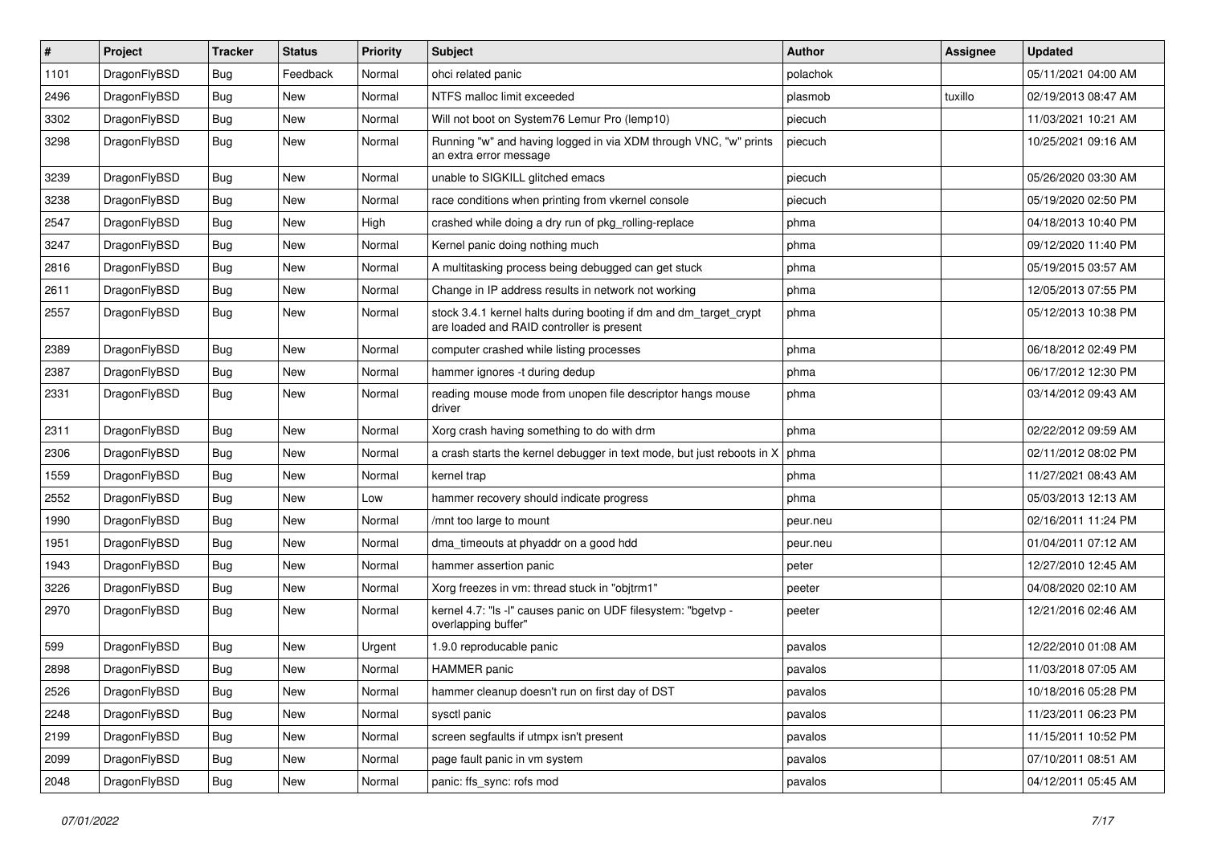| # | Project | Tracker | Status | Priority | Subject | Author | Assignee | Updated |
|---|---|---|---|---|---|---|---|---|
| 1101 | DragonFlyBSD | Bug | Feedback | Normal | ohci related panic | polachok | | 05/11/2021 04:00 AM |
| 2496 | DragonFlyBSD | Bug | New | Normal | NTFS malloc limit exceeded | plasmob | tuxillo | 02/19/2013 08:47 AM |
| 3302 | DragonFlyBSD | Bug | New | Normal | Will not boot on System76 Lemur Pro (lemp10) | piecuch | | 11/03/2021 10:21 AM |
| 3298 | DragonFlyBSD | Bug | New | Normal | Running "w" and having logged in via XDM through VNC, "w" prints an extra error message | piecuch | | 10/25/2021 09:16 AM |
| 3239 | DragonFlyBSD | Bug | New | Normal | unable to SIGKILL glitched emacs | piecuch | | 05/26/2020 03:30 AM |
| 3238 | DragonFlyBSD | Bug | New | Normal | race conditions when printing from vkernel console | piecuch | | 05/19/2020 02:50 PM |
| 2547 | DragonFlyBSD | Bug | New | High | crashed while doing a dry run of pkg_rolling-replace | phma | | 04/18/2013 10:40 PM |
| 3247 | DragonFlyBSD | Bug | New | Normal | Kernel panic doing nothing much | phma | | 09/12/2020 11:40 PM |
| 2816 | DragonFlyBSD | Bug | New | Normal | A multitasking process being debugged can get stuck | phma | | 05/19/2015 03:57 AM |
| 2611 | DragonFlyBSD | Bug | New | Normal | Change in IP address results in network not working | phma | | 12/05/2013 07:55 PM |
| 2557 | DragonFlyBSD | Bug | New | Normal | stock 3.4.1 kernel halts during booting if dm and dm_target_crypt are loaded and RAID controller is present | phma | | 05/12/2013 10:38 PM |
| 2389 | DragonFlyBSD | Bug | New | Normal | computer crashed while listing processes | phma | | 06/18/2012 02:49 PM |
| 2387 | DragonFlyBSD | Bug | New | Normal | hammer ignores -t during dedup | phma | | 06/17/2012 12:30 PM |
| 2331 | DragonFlyBSD | Bug | New | Normal | reading mouse mode from unopen file descriptor hangs mouse driver | phma | | 03/14/2012 09:43 AM |
| 2311 | DragonFlyBSD | Bug | New | Normal | Xorg crash having something to do with drm | phma | | 02/22/2012 09:59 AM |
| 2306 | DragonFlyBSD | Bug | New | Normal | a crash starts the kernel debugger in text mode, but just reboots in X | phma | | 02/11/2012 08:02 PM |
| 1559 | DragonFlyBSD | Bug | New | Normal | kernel trap | phma | | 11/27/2021 08:43 AM |
| 2552 | DragonFlyBSD | Bug | New | Low | hammer recovery should indicate progress | phma | | 05/03/2013 12:13 AM |
| 1990 | DragonFlyBSD | Bug | New | Normal | /mnt too large to mount | peur.neu | | 02/16/2011 11:24 PM |
| 1951 | DragonFlyBSD | Bug | New | Normal | dma_timeouts at phyaddr on a good hdd | peur.neu | | 01/04/2011 07:12 AM |
| 1943 | DragonFlyBSD | Bug | New | Normal | hammer assertion panic | peter | | 12/27/2010 12:45 AM |
| 3226 | DragonFlyBSD | Bug | New | Normal | Xorg freezes in vm: thread stuck in "objtrm1" | peeter | | 04/08/2020 02:10 AM |
| 2970 | DragonFlyBSD | Bug | New | Normal | kernel 4.7: "ls -l" causes panic on UDF filesystem: "bgetvp - overlapping buffer" | peeter | | 12/21/2016 02:46 AM |
| 599 | DragonFlyBSD | Bug | New | Urgent | 1.9.0 reproducable panic | pavalos | | 12/22/2010 01:08 AM |
| 2898 | DragonFlyBSD | Bug | New | Normal | HAMMER panic | pavalos | | 11/03/2018 07:05 AM |
| 2526 | DragonFlyBSD | Bug | New | Normal | hammer cleanup doesn't run on first day of DST | pavalos | | 10/18/2016 05:28 PM |
| 2248 | DragonFlyBSD | Bug | New | Normal | sysctl panic | pavalos | | 11/23/2011 06:23 PM |
| 2199 | DragonFlyBSD | Bug | New | Normal | screen segfaults if utmpx isn't present | pavalos | | 11/15/2011 10:52 PM |
| 2099 | DragonFlyBSD | Bug | New | Normal | page fault panic in vm system | pavalos | | 07/10/2011 08:51 AM |
| 2048 | DragonFlyBSD | Bug | New | Normal | panic: ffs_sync: rofs mod | pavalos | | 04/12/2011 05:45 AM |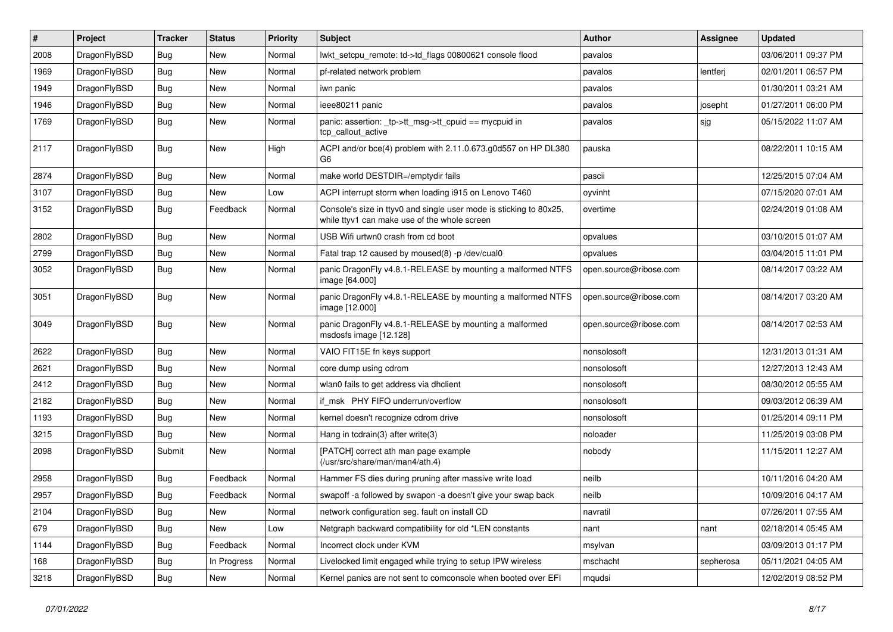| # | Project | Tracker | Status | Priority | Subject | Author | Assignee | Updated |
|---|---|---|---|---|---|---|---|---|
| 2008 | DragonFlyBSD | Bug | New | Normal | lwkt_setcpu_remote: td->td_flags 00800621 console flood | pavalos | | 03/06/2011 09:37 PM |
| 1969 | DragonFlyBSD | Bug | New | Normal | pf-related network problem | pavalos | lentferj | 02/01/2011 06:57 PM |
| 1949 | DragonFlyBSD | Bug | New | Normal | iwn panic | pavalos | | 01/30/2011 03:21 AM |
| 1946 | DragonFlyBSD | Bug | New | Normal | ieee80211 panic | pavalos | josepht | 01/27/2011 06:00 PM |
| 1769 | DragonFlyBSD | Bug | New | Normal | panic: assertion: _tp->tt_msg->tt_cpuid == mycpuid in tcp_callout_active | pavalos | sjg | 05/15/2022 11:07 AM |
| 2117 | DragonFlyBSD | Bug | New | High | ACPI and/or bce(4) problem with 2.11.0.673.g0d557 on HP DL380 G6 | pauska | | 08/22/2011 10:15 AM |
| 2874 | DragonFlyBSD | Bug | New | Normal | make world DESTDIR=/emptydir fails | pascii | | 12/25/2015 07:04 AM |
| 3107 | DragonFlyBSD | Bug | New | Low | ACPI interrupt storm when loading i915 on Lenovo T460 | oyvinht | | 07/15/2020 07:01 AM |
| 3152 | DragonFlyBSD | Bug | Feedback | Normal | Console's size in ttyv0 and single user mode is sticking to 80x25, while ttyv1 can make use of the whole screen | overtime | | 02/24/2019 01:08 AM |
| 2802 | DragonFlyBSD | Bug | New | Normal | USB Wifi urtwn0 crash from cd boot | opvalues | | 03/10/2015 01:07 AM |
| 2799 | DragonFlyBSD | Bug | New | Normal | Fatal trap 12 caused by moused(8) -p /dev/cual0 | opvalues | | 03/04/2015 11:01 PM |
| 3052 | DragonFlyBSD | Bug | New | Normal | panic DragonFly v4.8.1-RELEASE by mounting a malformed NTFS image [64.000] | open.source@ribose.com | | 08/14/2017 03:22 AM |
| 3051 | DragonFlyBSD | Bug | New | Normal | panic DragonFly v4.8.1-RELEASE by mounting a malformed NTFS image [12.000] | open.source@ribose.com | | 08/14/2017 03:20 AM |
| 3049 | DragonFlyBSD | Bug | New | Normal | panic DragonFly v4.8.1-RELEASE by mounting a malformed msdosfs image [12.128] | open.source@ribose.com | | 08/14/2017 02:53 AM |
| 2622 | DragonFlyBSD | Bug | New | Normal | VAIO FIT15E fn keys support | nonsolosoft | | 12/31/2013 01:31 AM |
| 2621 | DragonFlyBSD | Bug | New | Normal | core dump using cdrom | nonsolosoft | | 12/27/2013 12:43 AM |
| 2412 | DragonFlyBSD | Bug | New | Normal | wlan0 fails to get address via dhclient | nonsolosoft | | 08/30/2012 05:55 AM |
| 2182 | DragonFlyBSD | Bug | New | Normal | if_msk PHY FIFO underrun/overflow | nonsolosoft | | 09/03/2012 06:39 AM |
| 1193 | DragonFlyBSD | Bug | New | Normal | kernel doesn't recognize cdrom drive | nonsolosoft | | 01/25/2014 09:11 PM |
| 3215 | DragonFlyBSD | Bug | New | Normal | Hang in tcdrain(3) after write(3) | noloader | | 11/25/2019 03:08 PM |
| 2098 | DragonFlyBSD | Submit | New | Normal | [PATCH] correct ath man page example (/usr/src/share/man/man4/ath.4) | nobody | | 11/15/2011 12:27 AM |
| 2958 | DragonFlyBSD | Bug | Feedback | Normal | Hammer FS dies during pruning after massive write load | neilb | | 10/11/2016 04:20 AM |
| 2957 | DragonFlyBSD | Bug | Feedback | Normal | swapoff -a followed by swapon -a doesn't give your swap back | neilb | | 10/09/2016 04:17 AM |
| 2104 | DragonFlyBSD | Bug | New | Normal | network configuration seg. fault on install CD | navratil | | 07/26/2011 07:55 AM |
| 679 | DragonFlyBSD | Bug | New | Low | Netgraph backward compatibility for old *LEN constants | nant | nant | 02/18/2014 05:45 AM |
| 1144 | DragonFlyBSD | Bug | Feedback | Normal | Incorrect clock under KVM | msylvan | | 03/09/2013 01:17 PM |
| 168 | DragonFlyBSD | Bug | In Progress | Normal | Livelocked limit engaged while trying to setup IPW wireless | mschacht | sepherosa | 05/11/2021 04:05 AM |
| 3218 | DragonFlyBSD | Bug | New | Normal | Kernel panics are not sent to comconsole when booted over EFI | mqudsi | | 12/02/2019 08:52 PM |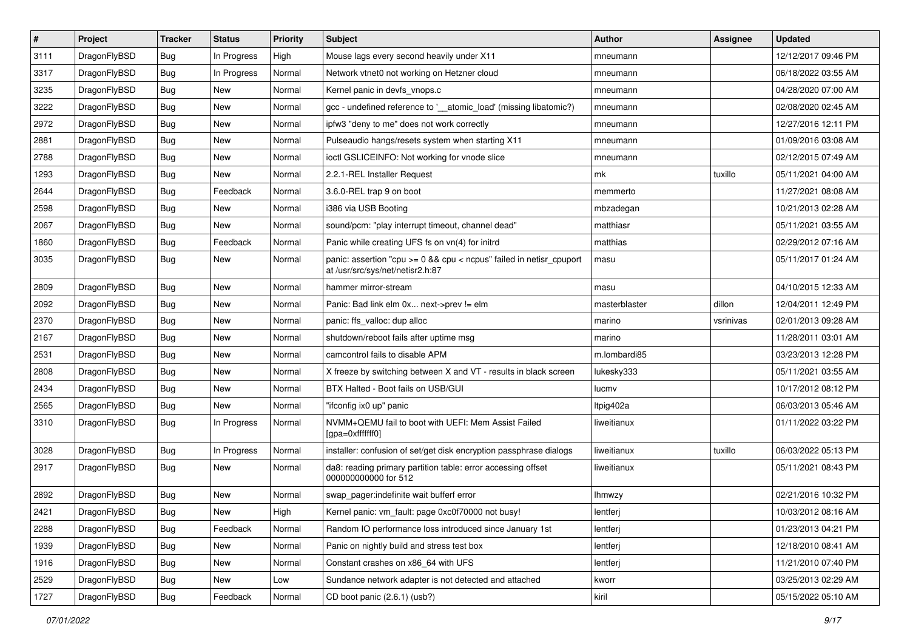| # | Project | Tracker | Status | Priority | Subject | Author | Assignee | Updated |
|---|---|---|---|---|---|---|---|---|
| 3111 | DragonFlyBSD | Bug | In Progress | High | Mouse lags every second heavily under X11 | mneumann | | 12/12/2017 09:46 PM |
| 3317 | DragonFlyBSD | Bug | In Progress | Normal | Network vtnet0 not working on Hetzner cloud | mneumann | | 06/18/2022 03:55 AM |
| 3235 | DragonFlyBSD | Bug | New | Normal | Kernel panic in devfs_vnops.c | mneumann | | 04/28/2020 07:00 AM |
| 3222 | DragonFlyBSD | Bug | New | Normal | gcc - undefined reference to '__atomic_load' (missing libatomic?) | mneumann | | 02/08/2020 02:45 AM |
| 2972 | DragonFlyBSD | Bug | New | Normal | ipfw3 "deny to me" does not work correctly | mneumann | | 12/27/2016 12:11 PM |
| 2881 | DragonFlyBSD | Bug | New | Normal | Pulseaudio hangs/resets system when starting X11 | mneumann | | 01/09/2016 03:08 AM |
| 2788 | DragonFlyBSD | Bug | New | Normal | ioctl GSLICEINFO: Not working for vnode slice | mneumann | | 02/12/2015 07:49 AM |
| 1293 | DragonFlyBSD | Bug | New | Normal | 2.2.1-REL Installer Request | mk | tuxillo | 05/11/2021 04:00 AM |
| 2644 | DragonFlyBSD | Bug | Feedback | Normal | 3.6.0-REL trap 9 on boot | memmerto | | 11/27/2021 08:08 AM |
| 2598 | DragonFlyBSD | Bug | New | Normal | i386 via USB Booting | mbzadegan | | 10/21/2013 02:28 AM |
| 2067 | DragonFlyBSD | Bug | New | Normal | sound/pcm: "play interrupt timeout, channel dead" | matthiasr | | 05/11/2021 03:55 AM |
| 1860 | DragonFlyBSD | Bug | Feedback | Normal | Panic while creating UFS fs on vn(4) for initrd | matthias | | 02/29/2012 07:16 AM |
| 3035 | DragonFlyBSD | Bug | New | Normal | panic: assertion "cpu >= 0 && cpu < ncpus" failed in netisr_cpuport at /usr/src/sys/net/netisr2.h:87 | masu | | 05/11/2017 01:24 AM |
| 2809 | DragonFlyBSD | Bug | New | Normal | hammer mirror-stream | masu | | 04/10/2015 12:33 AM |
| 2092 | DragonFlyBSD | Bug | New | Normal | Panic: Bad link elm 0x... next->prev != elm | masterblaster | dillon | 12/04/2011 12:49 PM |
| 2370 | DragonFlyBSD | Bug | New | Normal | panic: ffs_valloc: dup alloc | marino | vsrinivas | 02/01/2013 09:28 AM |
| 2167 | DragonFlyBSD | Bug | New | Normal | shutdown/reboot fails after uptime msg | marino | | 11/28/2011 03:01 AM |
| 2531 | DragonFlyBSD | Bug | New | Normal | camcontrol fails to disable APM | m.lombardi85 | | 03/23/2013 12:28 PM |
| 2808 | DragonFlyBSD | Bug | New | Normal | X freeze by switching between X and VT - results in black screen | lukesky333 | | 05/11/2021 03:55 AM |
| 2434 | DragonFlyBSD | Bug | New | Normal | BTX Halted - Boot fails on USB/GUI | lucmv | | 10/17/2012 08:12 PM |
| 2565 | DragonFlyBSD | Bug | New | Normal | "ifconfig ix0 up" panic | ltpig402a | | 06/03/2013 05:46 AM |
| 3310 | DragonFlyBSD | Bug | In Progress | Normal | NVMM+QEMU fail to boot with UEFI: Mem Assist Failed [gpa=0xfffffff0] | liweitianux | | 01/11/2022 03:22 PM |
| 3028 | DragonFlyBSD | Bug | In Progress | Normal | installer: confusion of set/get disk encryption passphrase dialogs | liweitianux | tuxillo | 06/03/2022 05:13 PM |
| 2917 | DragonFlyBSD | Bug | New | Normal | da8: reading primary partition table: error accessing offset 000000000000 for 512 | liweitianux | | 05/11/2021 08:43 PM |
| 2892 | DragonFlyBSD | Bug | New | Normal | swap_pager:indefinite wait bufferf error | lhmwzy | | 02/21/2016 10:32 PM |
| 2421 | DragonFlyBSD | Bug | New | High | Kernel panic: vm_fault: page 0xc0f70000 not busy! | lentferj | | 10/03/2012 08:16 AM |
| 2288 | DragonFlyBSD | Bug | Feedback | Normal | Random IO performance loss introduced since January 1st | lentferj | | 01/23/2013 04:21 PM |
| 1939 | DragonFlyBSD | Bug | New | Normal | Panic on nightly build and stress test box | lentferj | | 12/18/2010 08:41 AM |
| 1916 | DragonFlyBSD | Bug | New | Normal | Constant crashes on x86_64 with UFS | lentferj | | 11/21/2010 07:40 PM |
| 2529 | DragonFlyBSD | Bug | New | Low | Sundance network adapter is not detected and attached | kworr | | 03/25/2013 02:29 AM |
| 1727 | DragonFlyBSD | Bug | Feedback | Normal | CD boot panic (2.6.1) (usb?) | kiril | | 05/15/2022 05:10 AM |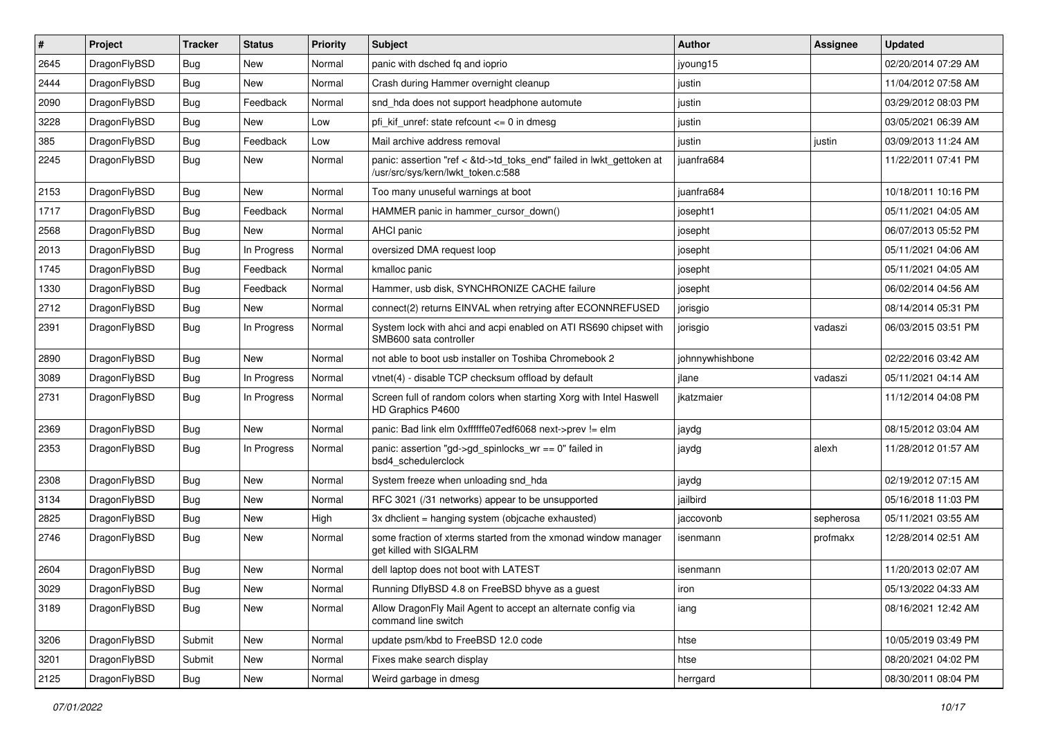| # | Project | Tracker | Status | Priority | Subject | Author | Assignee | Updated |
|---|---|---|---|---|---|---|---|---|
| 2645 | DragonFlyBSD | Bug | New | Normal | panic with dsched fq and ioprio | jyoung15 | | 02/20/2014 07:29 AM |
| 2444 | DragonFlyBSD | Bug | New | Normal | Crash during Hammer overnight cleanup | justin | | 11/04/2012 07:58 AM |
| 2090 | DragonFlyBSD | Bug | Feedback | Normal | snd_hda does not support headphone automute | justin | | 03/29/2012 08:03 PM |
| 3228 | DragonFlyBSD | Bug | New | Low | pfi_kif_unref: state refcount <= 0 in dmesg | justin | | 03/05/2021 06:39 AM |
| 385 | DragonFlyBSD | Bug | Feedback | Low | Mail archive address removal | justin | justin | 03/09/2013 11:24 AM |
| 2245 | DragonFlyBSD | Bug | New | Normal | panic: assertion "ref < &td->td_toks_end" failed in lwkt_gettoken at /usr/src/sys/kern/lwkt_token.c:588 | juanfra684 | | 11/22/2011 07:41 PM |
| 2153 | DragonFlyBSD | Bug | New | Normal | Too many unuseful warnings at boot | juanfra684 | | 10/18/2011 10:16 PM |
| 1717 | DragonFlyBSD | Bug | Feedback | Normal | HAMMER panic in hammer_cursor_down() | josepht1 | | 05/11/2021 04:05 AM |
| 2568 | DragonFlyBSD | Bug | New | Normal | AHCI panic | josepht | | 06/07/2013 05:52 PM |
| 2013 | DragonFlyBSD | Bug | In Progress | Normal | oversized DMA request loop | josepht | | 05/11/2021 04:06 AM |
| 1745 | DragonFlyBSD | Bug | Feedback | Normal | kmalloc panic | josepht | | 05/11/2021 04:05 AM |
| 1330 | DragonFlyBSD | Bug | Feedback | Normal | Hammer, usb disk, SYNCHRONIZE CACHE failure | josepht | | 06/02/2014 04:56 AM |
| 2712 | DragonFlyBSD | Bug | New | Normal | connect(2) returns EINVAL when retrying after ECONNREFUSED | jorisgio | | 08/14/2014 05:31 PM |
| 2391 | DragonFlyBSD | Bug | In Progress | Normal | System lock with ahci and acpi enabled on ATI RS690 chipset with SMB600 sata controller | jorisgio | vadaszi | 06/03/2015 03:51 PM |
| 2890 | DragonFlyBSD | Bug | New | Normal | not able to boot usb installer on Toshiba Chromebook 2 | johnnywhishbone | | 02/22/2016 03:42 AM |
| 3089 | DragonFlyBSD | Bug | In Progress | Normal | vtnet(4) - disable TCP checksum offload by default | jlane | vadaszi | 05/11/2021 04:14 AM |
| 2731 | DragonFlyBSD | Bug | In Progress | Normal | Screen full of random colors when starting Xorg with Intel Haswell HD Graphics P4600 | jkatzmaier | | 11/12/2014 04:08 PM |
| 2369 | DragonFlyBSD | Bug | New | Normal | panic: Bad link elm 0xffffffe07edf6068 next->prev != elm | jaydg | | 08/15/2012 03:04 AM |
| 2353 | DragonFlyBSD | Bug | In Progress | Normal | panic: assertion "gd->gd_spinlocks_wr == 0" failed in bsd4_schedulerclock | jaydg | alexh | 11/28/2012 01:57 AM |
| 2308 | DragonFlyBSD | Bug | New | Normal | System freeze when unloading snd_hda | jaydg | | 02/19/2012 07:15 AM |
| 3134 | DragonFlyBSD | Bug | New | Normal | RFC 3021 (/31 networks) appear to be unsupported | jailbird | | 05/16/2018 11:03 PM |
| 2825 | DragonFlyBSD | Bug | New | High | 3x dhclient = hanging system (objcache exhausted) | jaccovonb | sepherosa | 05/11/2021 03:55 AM |
| 2746 | DragonFlyBSD | Bug | New | Normal | some fraction of xterms started from the xmonad window manager get killed with SIGALRM | isenmann | profmakx | 12/28/2014 02:51 AM |
| 2604 | DragonFlyBSD | Bug | New | Normal | dell laptop does not boot with LATEST | isenmann | | 11/20/2013 02:07 AM |
| 3029 | DragonFlyBSD | Bug | New | Normal | Running DflyBSD 4.8 on FreeBSD bhyve as a guest | iron | | 05/13/2022 04:33 AM |
| 3189 | DragonFlyBSD | Bug | New | Normal | Allow DragonFly Mail Agent to accept an alternate config via command line switch | iang | | 08/16/2021 12:42 AM |
| 3206 | DragonFlyBSD | Submit | New | Normal | update psm/kbd to FreeBSD 12.0 code | htse | | 10/05/2019 03:49 PM |
| 3201 | DragonFlyBSD | Submit | New | Normal | Fixes make search display | htse | | 08/20/2021 04:02 PM |
| 2125 | DragonFlyBSD | Bug | New | Normal | Weird garbage in dmesg | herrgard | | 08/30/2011 08:04 PM |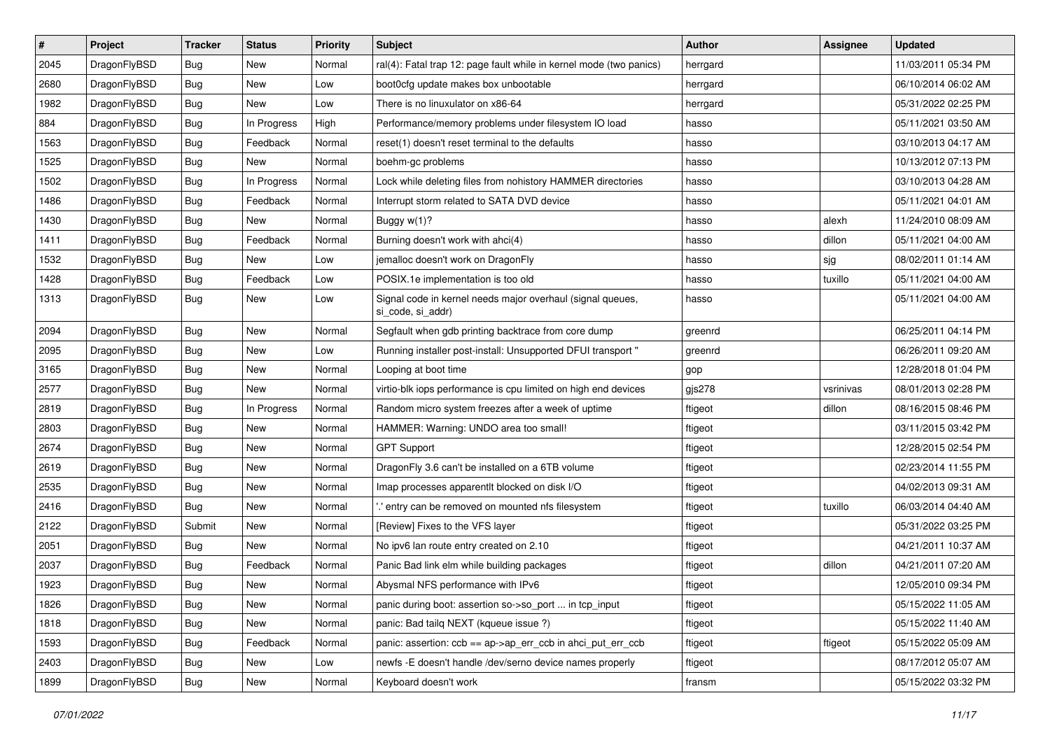| # | Project | Tracker | Status | Priority | Subject | Author | Assignee | Updated |
|---|---|---|---|---|---|---|---|---|
| 2045 | DragonFlyBSD | Bug | New | Normal | ral(4): Fatal trap 12: page fault while in kernel mode (two panics) | herrgard | | 11/03/2011 05:34 PM |
| 2680 | DragonFlyBSD | Bug | New | Low | boot0cfg update makes box unbootable | herrgard | | 06/10/2014 06:02 AM |
| 1982 | DragonFlyBSD | Bug | New | Low | There is no linuxulator on x86-64 | herrgard | | 05/31/2022 02:25 PM |
| 884 | DragonFlyBSD | Bug | In Progress | High | Performance/memory problems under filesystem IO load | hasso | | 05/11/2021 03:50 AM |
| 1563 | DragonFlyBSD | Bug | Feedback | Normal | reset(1) doesn't reset terminal to the defaults | hasso | | 03/10/2013 04:17 AM |
| 1525 | DragonFlyBSD | Bug | New | Normal | boehm-gc problems | hasso | | 10/13/2012 07:13 PM |
| 1502 | DragonFlyBSD | Bug | In Progress | Normal | Lock while deleting files from nohistory HAMMER directories | hasso | | 03/10/2013 04:28 AM |
| 1486 | DragonFlyBSD | Bug | Feedback | Normal | Interrupt storm related to SATA DVD device | hasso | | 05/11/2021 04:01 AM |
| 1430 | DragonFlyBSD | Bug | New | Normal | Buggy w(1)? | hasso | alexh | 11/24/2010 08:09 AM |
| 1411 | DragonFlyBSD | Bug | Feedback | Normal | Burning doesn't work with ahci(4) | hasso | dillon | 05/11/2021 04:00 AM |
| 1532 | DragonFlyBSD | Bug | New | Low | jemalloc doesn't work on DragonFly | hasso | sjg | 08/02/2011 01:14 AM |
| 1428 | DragonFlyBSD | Bug | Feedback | Low | POSIX.1e implementation is too old | hasso | tuxillo | 05/11/2021 04:00 AM |
| 1313 | DragonFlyBSD | Bug | New | Low | Signal code in kernel needs major overhaul (signal queues, si_code, si_addr) | hasso | | 05/11/2021 04:00 AM |
| 2094 | DragonFlyBSD | Bug | New | Normal | Segfault when gdb printing backtrace from core dump | greenrd | | 06/25/2011 04:14 PM |
| 2095 | DragonFlyBSD | Bug | New | Low | Running installer post-install: Unsupported DFUI transport " | greenrd | | 06/26/2011 09:20 AM |
| 3165 | DragonFlyBSD | Bug | New | Normal | Looping at boot time | gop | | 12/28/2018 01:04 PM |
| 2577 | DragonFlyBSD | Bug | New | Normal | virtio-blk iops performance is cpu limited on high end devices | gjs278 | vsrinivas | 08/01/2013 02:28 PM |
| 2819 | DragonFlyBSD | Bug | In Progress | Normal | Random micro system freezes after a week of uptime | ftigeot | dillon | 08/16/2015 08:46 PM |
| 2803 | DragonFlyBSD | Bug | New | Normal | HAMMER: Warning: UNDO area too small! | ftigeot | | 03/11/2015 03:42 PM |
| 2674 | DragonFlyBSD | Bug | New | Normal | GPT Support | ftigeot | | 12/28/2015 02:54 PM |
| 2619 | DragonFlyBSD | Bug | New | Normal | DragonFly 3.6 can't be installed on a 6TB volume | ftigeot | | 02/23/2014 11:55 PM |
| 2535 | DragonFlyBSD | Bug | New | Normal | Imap processes apparentlt blocked on disk I/O | ftigeot | | 04/02/2013 09:31 AM |
| 2416 | DragonFlyBSD | Bug | New | Normal | '.' entry can be removed on mounted nfs filesystem | ftigeot | tuxillo | 06/03/2014 04:40 AM |
| 2122 | DragonFlyBSD | Submit | New | Normal | [Review] Fixes to the VFS layer | ftigeot | | 05/31/2022 03:25 PM |
| 2051 | DragonFlyBSD | Bug | New | Normal | No ipv6 lan route entry created on 2.10 | ftigeot | | 04/21/2011 10:37 AM |
| 2037 | DragonFlyBSD | Bug | Feedback | Normal | Panic Bad link elm while building packages | ftigeot | dillon | 04/21/2011 07:20 AM |
| 1923 | DragonFlyBSD | Bug | New | Normal | Abysmal NFS performance with IPv6 | ftigeot | | 12/05/2010 09:34 PM |
| 1826 | DragonFlyBSD | Bug | New | Normal | panic during boot: assertion so->so_port ... in tcp_input | ftigeot | | 05/15/2022 11:05 AM |
| 1818 | DragonFlyBSD | Bug | New | Normal | panic: Bad tailq NEXT (kqueue issue ?) | ftigeot | | 05/15/2022 11:40 AM |
| 1593 | DragonFlyBSD | Bug | Feedback | Normal | panic: assertion: ccb == ap->ap_err_ccb in ahci_put_err_ccb | ftigeot | ftigeot | 05/15/2022 05:09 AM |
| 2403 | DragonFlyBSD | Bug | New | Low | newfs -E doesn't handle /dev/serno device names properly | ftigeot | | 08/17/2012 05:07 AM |
| 1899 | DragonFlyBSD | Bug | New | Normal | Keyboard doesn't work | fransm | | 05/15/2022 03:32 PM |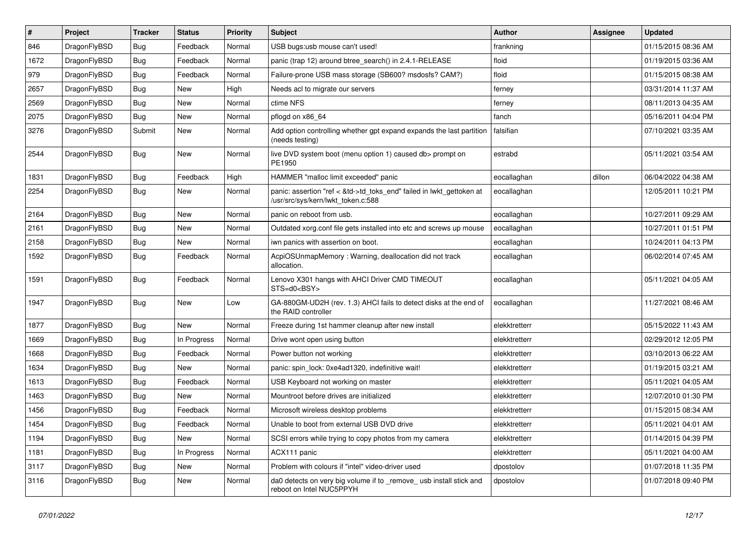| # | Project | Tracker | Status | Priority | Subject | Author | Assignee | Updated |
|---|---|---|---|---|---|---|---|---|
| 846 | DragonFlyBSD | Bug | Feedback | Normal | USB bugs:usb mouse can't used! | frankning | | 01/15/2015 08:36 AM |
| 1672 | DragonFlyBSD | Bug | Feedback | Normal | panic (trap 12) around btree_search() in 2.4.1-RELEASE | floid | | 01/19/2015 03:36 AM |
| 979 | DragonFlyBSD | Bug | Feedback | Normal | Failure-prone USB mass storage (SB600? msdosfs? CAM?) | floid | | 01/15/2015 08:38 AM |
| 2657 | DragonFlyBSD | Bug | New | High | Needs acl to migrate our servers | ferney | | 03/31/2014 11:37 AM |
| 2569 | DragonFlyBSD | Bug | New | Normal | ctime NFS | ferney | | 08/11/2013 04:35 AM |
| 2075 | DragonFlyBSD | Bug | New | Normal | pflogd on x86_64 | fanch | | 05/16/2011 04:04 PM |
| 3276 | DragonFlyBSD | Submit | New | Normal | Add option controlling whether gpt expand expands the last partition (needs testing) | falsifian | | 07/10/2021 03:35 AM |
| 2544 | DragonFlyBSD | Bug | New | Normal | live DVD system boot (menu option 1) caused db> prompt on PE1950 | estrabd | | 05/11/2021 03:54 AM |
| 1831 | DragonFlyBSD | Bug | Feedback | High | HAMMER "malloc limit exceeded" panic | eocallaghan | dillon | 06/04/2022 04:38 AM |
| 2254 | DragonFlyBSD | Bug | New | Normal | panic: assertion "ref < &td->td_toks_end" failed in lwkt_gettoken at /usr/src/sys/kern/lwkt_token.c:588 | eocallaghan | | 12/05/2011 10:21 PM |
| 2164 | DragonFlyBSD | Bug | New | Normal | panic on reboot from usb. | eocallaghan | | 10/27/2011 09:29 AM |
| 2161 | DragonFlyBSD | Bug | New | Normal | Outdated xorg.conf file gets installed into etc and screws up mouse | eocallaghan | | 10/27/2011 01:51 PM |
| 2158 | DragonFlyBSD | Bug | New | Normal | iwn panics with assertion on boot. | eocallaghan | | 10/24/2011 04:13 PM |
| 1592 | DragonFlyBSD | Bug | Feedback | Normal | AcpiOSUnmapMemory : Warning, deallocation did not track allocation. | eocallaghan | | 06/02/2014 07:45 AM |
| 1591 | DragonFlyBSD | Bug | Feedback | Normal | Lenovo X301 hangs with AHCI Driver CMD TIMEOUT STS=d0<BSY> | eocallaghan | | 05/11/2021 04:05 AM |
| 1947 | DragonFlyBSD | Bug | New | Low | GA-880GM-UD2H (rev. 1.3) AHCI fails to detect disks at the end of the RAID controller | eocallaghan | | 11/27/2021 08:46 AM |
| 1877 | DragonFlyBSD | Bug | New | Normal | Freeze during 1st hammer cleanup after new install | elekktretterr | | 05/15/2022 11:43 AM |
| 1669 | DragonFlyBSD | Bug | In Progress | Normal | Drive wont open using button | elekktretterr | | 02/29/2012 12:05 PM |
| 1668 | DragonFlyBSD | Bug | Feedback | Normal | Power button not working | elekktretterr | | 03/10/2013 06:22 AM |
| 1634 | DragonFlyBSD | Bug | New | Normal | panic: spin_lock: 0xe4ad1320, indefinitive wait! | elekktretterr | | 01/19/2015 03:21 AM |
| 1613 | DragonFlyBSD | Bug | Feedback | Normal | USB Keyboard not working on master | elekktretterr | | 05/11/2021 04:05 AM |
| 1463 | DragonFlyBSD | Bug | New | Normal | Mountroot before drives are initialized | elekktretterr | | 12/07/2010 01:30 PM |
| 1456 | DragonFlyBSD | Bug | Feedback | Normal | Microsoft wireless desktop problems | elekktretterr | | 01/15/2015 08:34 AM |
| 1454 | DragonFlyBSD | Bug | Feedback | Normal | Unable to boot from external USB DVD drive | elekktretterr | | 05/11/2021 04:01 AM |
| 1194 | DragonFlyBSD | Bug | New | Normal | SCSI errors while trying to copy photos from my camera | elekktretterr | | 01/14/2015 04:39 PM |
| 1181 | DragonFlyBSD | Bug | In Progress | Normal | ACX111 panic | elekktretterr | | 05/11/2021 04:00 AM |
| 3117 | DragonFlyBSD | Bug | New | Normal | Problem with colours if "intel" video-driver used | dpostolov | | 01/07/2018 11:35 PM |
| 3116 | DragonFlyBSD | Bug | New | Normal | da0 detects on very big volume if to _remove_ usb install stick and reboot on Intel NUC5PPYH | dpostolov | | 01/07/2018 09:40 PM |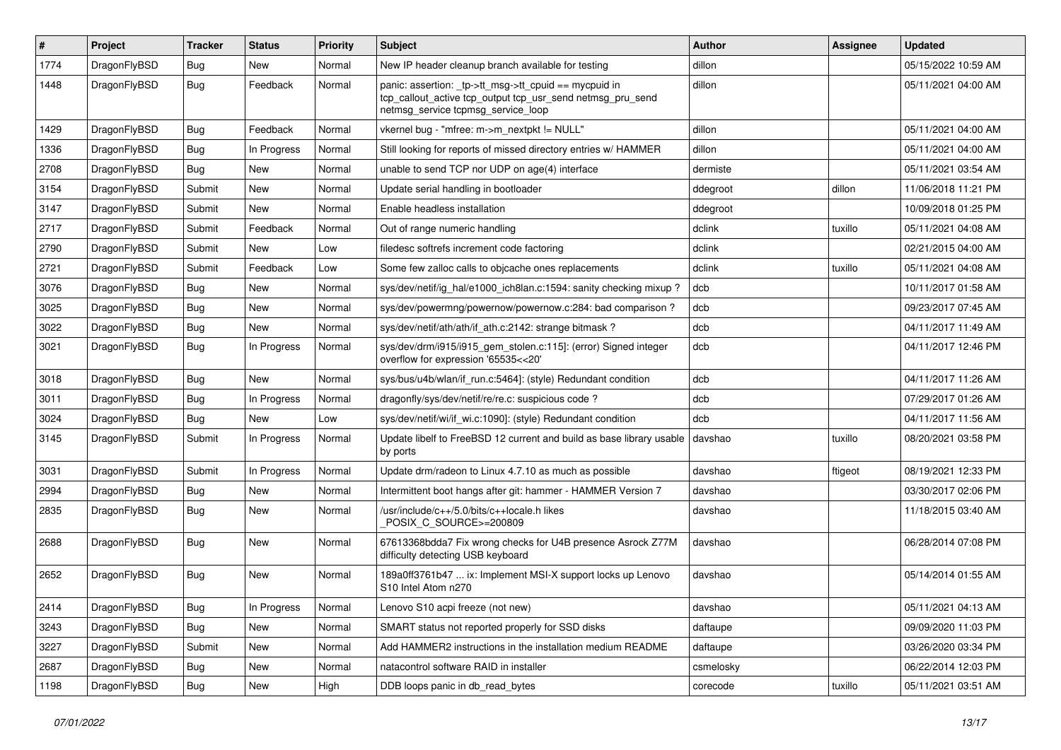| # | Project | Tracker | Status | Priority | Subject | Author | Assignee | Updated |
|---|---|---|---|---|---|---|---|---|
| 1774 | DragonFlyBSD | Bug | New | Normal | New IP header cleanup branch available for testing | dillon | | 05/15/2022 10:59 AM |
| 1448 | DragonFlyBSD | Bug | Feedback | Normal | panic: assertion: _tp->tt_msg->tt_cpuid == mycpuid in tcp_callout_active tcp_output tcp_usr_send netmsg_pru_send netmsg_service tcpmsg_service_loop | dillon | | 05/11/2021 04:00 AM |
| 1429 | DragonFlyBSD | Bug | Feedback | Normal | vkernel bug - "mfree: m->m_nextpkt != NULL" | dillon | | 05/11/2021 04:00 AM |
| 1336 | DragonFlyBSD | Bug | In Progress | Normal | Still looking for reports of missed directory entries w/ HAMMER | dillon | | 05/11/2021 04:00 AM |
| 2708 | DragonFlyBSD | Bug | New | Normal | unable to send TCP nor UDP on age(4) interface | dermiste | | 05/11/2021 03:54 AM |
| 3154 | DragonFlyBSD | Submit | New | Normal | Update serial handling in bootloader | ddegroot | dillon | 11/06/2018 11:21 PM |
| 3147 | DragonFlyBSD | Submit | New | Normal | Enable headless installation | ddegroot | | 10/09/2018 01:25 PM |
| 2717 | DragonFlyBSD | Submit | Feedback | Normal | Out of range numeric handling | dclink | tuxillo | 05/11/2021 04:08 AM |
| 2790 | DragonFlyBSD | Submit | New | Low | filedesc softrefs increment code factoring | dclink | | 02/21/2015 04:00 AM |
| 2721 | DragonFlyBSD | Submit | Feedback | Low | Some few zalloc calls to objcache ones replacements | dclink | tuxillo | 05/11/2021 04:08 AM |
| 3076 | DragonFlyBSD | Bug | New | Normal | sys/dev/netif/ig_hal/e1000_ich8lan.c:1594: sanity checking mixup ? | dcb | | 10/11/2017 01:58 AM |
| 3025 | DragonFlyBSD | Bug | New | Normal | sys/dev/powermng/powernow/powernow.c:284: bad comparison ? | dcb | | 09/23/2017 07:45 AM |
| 3022 | DragonFlyBSD | Bug | New | Normal | sys/dev/netif/ath/ath/if_ath.c:2142: strange bitmask ? | dcb | | 04/11/2017 11:49 AM |
| 3021 | DragonFlyBSD | Bug | In Progress | Normal | sys/dev/drm/i915/i915_gem_stolen.c:115]: (error) Signed integer overflow for expression '65535<<20' | dcb | | 04/11/2017 12:46 PM |
| 3018 | DragonFlyBSD | Bug | New | Normal | sys/bus/u4b/wlan/if_run.c:5464]: (style) Redundant condition | dcb | | 04/11/2017 11:26 AM |
| 3011 | DragonFlyBSD | Bug | In Progress | Normal | dragonfly/sys/dev/netif/re/re.c: suspicious code ? | dcb | | 07/29/2017 01:26 AM |
| 3024 | DragonFlyBSD | Bug | New | Low | sys/dev/netif/wi/if_wi.c:1090]: (style) Redundant condition | dcb | | 04/11/2017 11:56 AM |
| 3145 | DragonFlyBSD | Submit | In Progress | Normal | Update libelf to FreeBSD 12 current and build as base library usable by ports | davshao | tuxillo | 08/20/2021 03:58 PM |
| 3031 | DragonFlyBSD | Submit | In Progress | Normal | Update drm/radeon to Linux 4.7.10 as much as possible | davshao | ftigeot | 08/19/2021 12:33 PM |
| 2994 | DragonFlyBSD | Bug | New | Normal | Intermittent boot hangs after git: hammer - HAMMER Version 7 | davshao | | 03/30/2017 02:06 PM |
| 2835 | DragonFlyBSD | Bug | New | Normal | /usr/include/c++/5.0/bits/c++locale.h likes _POSIX_C_SOURCE>=200809 | davshao | | 11/18/2015 03:40 AM |
| 2688 | DragonFlyBSD | Bug | New | Normal | 67613368bdda7 Fix wrong checks for U4B presence Asrock Z77M difficulty detecting USB keyboard | davshao | | 06/28/2014 07:08 PM |
| 2652 | DragonFlyBSD | Bug | New | Normal | 189a0ff3761b47 ... ix: Implement MSI-X support locks up Lenovo S10 Intel Atom n270 | davshao | | 05/14/2014 01:55 AM |
| 2414 | DragonFlyBSD | Bug | In Progress | Normal | Lenovo S10 acpi freeze (not new) | davshao | | 05/11/2021 04:13 AM |
| 3243 | DragonFlyBSD | Bug | New | Normal | SMART status not reported properly for SSD disks | daftaupe | | 09/09/2020 11:03 PM |
| 3227 | DragonFlyBSD | Submit | New | Normal | Add HAMMER2 instructions in the installation medium README | daftaupe | | 03/26/2020 03:34 PM |
| 2687 | DragonFlyBSD | Bug | New | Normal | natacontrol software RAID in installer | csmelosky | | 06/22/2014 12:03 PM |
| 1198 | DragonFlyBSD | Bug | New | High | DDB loops panic in db_read_bytes | corecode | tuxillo | 05/11/2021 03:51 AM |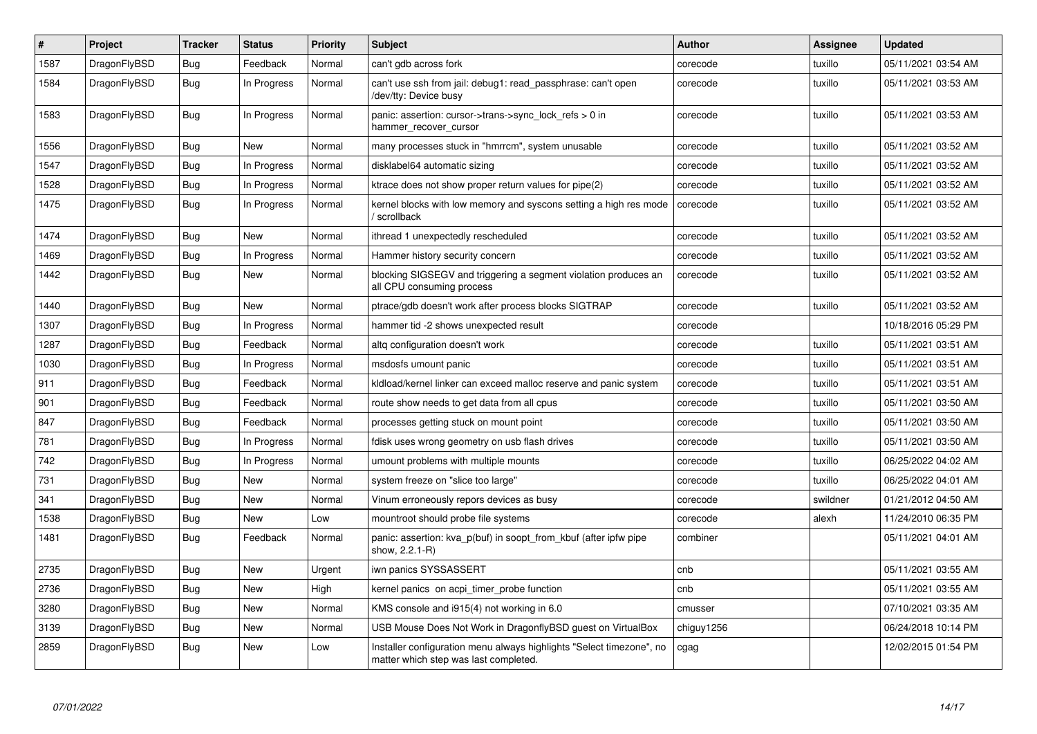| # | Project | Tracker | Status | Priority | Subject | Author | Assignee | Updated |
|---|---|---|---|---|---|---|---|---|
| 1587 | DragonFlyBSD | Bug | Feedback | Normal | can't gdb across fork | corecode | tuxillo | 05/11/2021 03:54 AM |
| 1584 | DragonFlyBSD | Bug | In Progress | Normal | can't use ssh from jail: debug1: read_passphrase: can't open /dev/tty: Device busy | corecode | tuxillo | 05/11/2021 03:53 AM |
| 1583 | DragonFlyBSD | Bug | In Progress | Normal | panic: assertion: cursor->trans->sync_lock_refs > 0 in hammer_recover_cursor | corecode | tuxillo | 05/11/2021 03:53 AM |
| 1556 | DragonFlyBSD | Bug | New | Normal | many processes stuck in "hmrrcm", system unusable | corecode | tuxillo | 05/11/2021 03:52 AM |
| 1547 | DragonFlyBSD | Bug | In Progress | Normal | disklabel64 automatic sizing | corecode | tuxillo | 05/11/2021 03:52 AM |
| 1528 | DragonFlyBSD | Bug | In Progress | Normal | ktrace does not show proper return values for pipe(2) | corecode | tuxillo | 05/11/2021 03:52 AM |
| 1475 | DragonFlyBSD | Bug | In Progress | Normal | kernel blocks with low memory and syscons setting a high res mode / scrollback | corecode | tuxillo | 05/11/2021 03:52 AM |
| 1474 | DragonFlyBSD | Bug | New | Normal | ithread 1 unexpectedly rescheduled | corecode | tuxillo | 05/11/2021 03:52 AM |
| 1469 | DragonFlyBSD | Bug | In Progress | Normal | Hammer history security concern | corecode | tuxillo | 05/11/2021 03:52 AM |
| 1442 | DragonFlyBSD | Bug | New | Normal | blocking SIGSEGV and triggering a segment violation produces an all CPU consuming process | corecode | tuxillo | 05/11/2021 03:52 AM |
| 1440 | DragonFlyBSD | Bug | New | Normal | ptrace/gdb doesn't work after process blocks SIGTRAP | corecode | tuxillo | 05/11/2021 03:52 AM |
| 1307 | DragonFlyBSD | Bug | In Progress | Normal | hammer tid -2 shows unexpected result | corecode | | 10/18/2016 05:29 PM |
| 1287 | DragonFlyBSD | Bug | Feedback | Normal | altq configuration doesn't work | corecode | tuxillo | 05/11/2021 03:51 AM |
| 1030 | DragonFlyBSD | Bug | In Progress | Normal | msdosfs umount panic | corecode | tuxillo | 05/11/2021 03:51 AM |
| 911 | DragonFlyBSD | Bug | Feedback | Normal | kldload/kernel linker can exceed malloc reserve and panic system | corecode | tuxillo | 05/11/2021 03:51 AM |
| 901 | DragonFlyBSD | Bug | Feedback | Normal | route show needs to get data from all cpus | corecode | tuxillo | 05/11/2021 03:50 AM |
| 847 | DragonFlyBSD | Bug | Feedback | Normal | processes getting stuck on mount point | corecode | tuxillo | 05/11/2021 03:50 AM |
| 781 | DragonFlyBSD | Bug | In Progress | Normal | fdisk uses wrong geometry on usb flash drives | corecode | tuxillo | 05/11/2021 03:50 AM |
| 742 | DragonFlyBSD | Bug | In Progress | Normal | umount problems with multiple mounts | corecode | tuxillo | 06/25/2022 04:02 AM |
| 731 | DragonFlyBSD | Bug | New | Normal | system freeze on "slice too large" | corecode | tuxillo | 06/25/2022 04:01 AM |
| 341 | DragonFlyBSD | Bug | New | Normal | Vinum erroneously repors devices as busy | corecode | swildner | 01/21/2012 04:50 AM |
| 1538 | DragonFlyBSD | Bug | New | Low | mountroot should probe file systems | corecode | alexh | 11/24/2010 06:35 PM |
| 1481 | DragonFlyBSD | Bug | Feedback | Normal | panic: assertion: kva_p(buf) in soopt_from_kbuf (after ipfw pipe show, 2.2.1-R) | combiner | | 05/11/2021 04:01 AM |
| 2735 | DragonFlyBSD | Bug | New | Urgent | iwn panics SYSSASSERT | cnb | | 05/11/2021 03:55 AM |
| 2736 | DragonFlyBSD | Bug | New | High | kernel panics on acpi_timer_probe function | cnb | | 05/11/2021 03:55 AM |
| 3280 | DragonFlyBSD | Bug | New | Normal | KMS console and i915(4) not working in 6.0 | cmusser | | 07/10/2021 03:35 AM |
| 3139 | DragonFlyBSD | Bug | New | Normal | USB Mouse Does Not Work in DragonflyBSD guest on VirtualBox | chiguy1256 | | 06/24/2018 10:14 PM |
| 2859 | DragonFlyBSD | Bug | New | Low | Installer configuration menu always highlights "Select timezone", no matter which step was last completed. | cgag | | 12/02/2015 01:54 PM |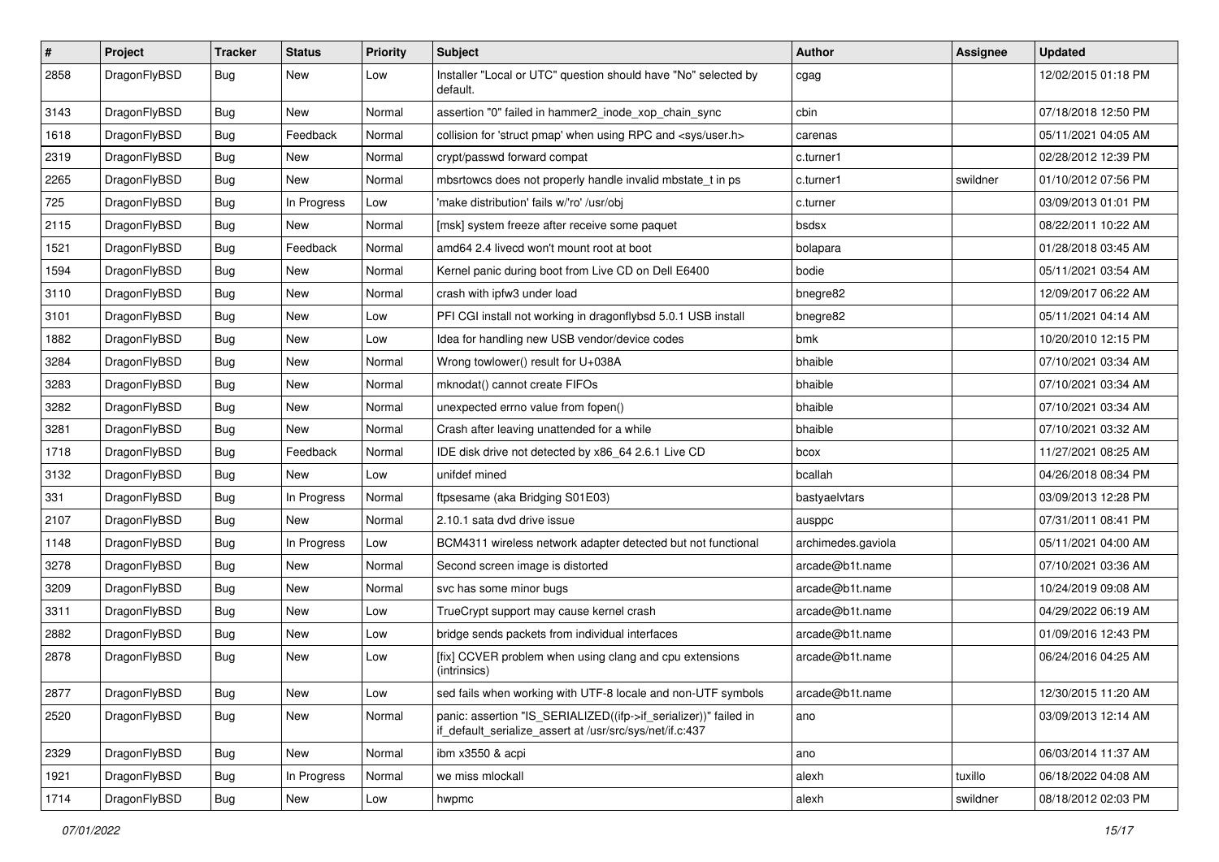| # | Project | Tracker | Status | Priority | Subject | Author | Assignee | Updated |
| --- | --- | --- | --- | --- | --- | --- | --- | --- |
| 2858 | DragonFlyBSD | Bug | New | Low | Installer "Local or UTC" question should have "No" selected by default. | cgag | | 12/02/2015 01:18 PM |
| 3143 | DragonFlyBSD | Bug | New | Normal | assertion "0" failed in hammer2_inode_xop_chain_sync | cbin | | 07/18/2018 12:50 PM |
| 1618 | DragonFlyBSD | Bug | Feedback | Normal | collision for 'struct pmap' when using RPC and <sys/user.h> | carenas | | 05/11/2021 04:05 AM |
| 2319 | DragonFlyBSD | Bug | New | Normal | crypt/passwd forward compat | c.turner1 | | 02/28/2012 12:39 PM |
| 2265 | DragonFlyBSD | Bug | New | Normal | mbsrtowcs does not properly handle invalid mbstate_t in ps | c.turner1 | swildner | 01/10/2012 07:56 PM |
| 725 | DragonFlyBSD | Bug | In Progress | Low | 'make distribution' fails w/'ro' /usr/obj | c.turner | | 03/09/2013 01:01 PM |
| 2115 | DragonFlyBSD | Bug | New | Normal | [msk] system freeze after receive some paquet | bsdsx | | 08/22/2011 10:22 AM |
| 1521 | DragonFlyBSD | Bug | Feedback | Normal | amd64 2.4 livecd won't mount root at boot | bolapara | | 01/28/2018 03:45 AM |
| 1594 | DragonFlyBSD | Bug | New | Normal | Kernel panic during boot from Live CD on Dell E6400 | bodie | | 05/11/2021 03:54 AM |
| 3110 | DragonFlyBSD | Bug | New | Normal | crash with ipfw3 under load | bnegre82 | | 12/09/2017 06:22 AM |
| 3101 | DragonFlyBSD | Bug | New | Low | PFI CGI install not working in dragonflybsd 5.0.1 USB install | bnegre82 | | 05/11/2021 04:14 AM |
| 1882 | DragonFlyBSD | Bug | New | Low | Idea for handling new USB vendor/device codes | bmk | | 10/20/2010 12:15 PM |
| 3284 | DragonFlyBSD | Bug | New | Normal | Wrong towlower() result for U+038A | bhaible | | 07/10/2021 03:34 AM |
| 3283 | DragonFlyBSD | Bug | New | Normal | mknodat() cannot create FIFOs | bhaible | | 07/10/2021 03:34 AM |
| 3282 | DragonFlyBSD | Bug | New | Normal | unexpected errno value from fopen() | bhaible | | 07/10/2021 03:34 AM |
| 3281 | DragonFlyBSD | Bug | New | Normal | Crash after leaving unattended for a while | bhaible | | 07/10/2021 03:32 AM |
| 1718 | DragonFlyBSD | Bug | Feedback | Normal | IDE disk drive not detected by x86_64 2.6.1 Live CD | bcox | | 11/27/2021 08:25 AM |
| 3132 | DragonFlyBSD | Bug | New | Low | unifdef mined | bcallah | | 04/26/2018 08:34 PM |
| 331 | DragonFlyBSD | Bug | In Progress | Normal | ftpsesame (aka Bridging S01E03) | bastyaelvtars | | 03/09/2013 12:28 PM |
| 2107 | DragonFlyBSD | Bug | New | Normal | 2.10.1 sata dvd drive issue | ausppc | | 07/31/2011 08:41 PM |
| 1148 | DragonFlyBSD | Bug | In Progress | Low | BCM4311 wireless network adapter detected but not functional | archimedes.gaviola | | 05/11/2021 04:00 AM |
| 3278 | DragonFlyBSD | Bug | New | Normal | Second screen image is distorted | arcade@b1t.name | | 07/10/2021 03:36 AM |
| 3209 | DragonFlyBSD | Bug | New | Normal | svc has some minor bugs | arcade@b1t.name | | 10/24/2019 09:08 AM |
| 3311 | DragonFlyBSD | Bug | New | Low | TrueCrypt support may cause kernel crash | arcade@b1t.name | | 04/29/2022 06:19 AM |
| 2882 | DragonFlyBSD | Bug | New | Low | bridge sends packets from individual interfaces | arcade@b1t.name | | 01/09/2016 12:43 PM |
| 2878 | DragonFlyBSD | Bug | New | Low | [fix] CCVER problem when using clang and cpu extensions (intrinsics) | arcade@b1t.name | | 06/24/2016 04:25 AM |
| 2877 | DragonFlyBSD | Bug | New | Low | sed fails when working with UTF-8 locale and non-UTF symbols | arcade@b1t.name | | 12/30/2015 11:20 AM |
| 2520 | DragonFlyBSD | Bug | New | Normal | panic: assertion "IS_SERIALIZED((ifp->if_serializer))" failed in if_default_serialize_assert at /usr/src/sys/net/if.c:437 | ano | | 03/09/2013 12:14 AM |
| 2329 | DragonFlyBSD | Bug | New | Normal | ibm x3550 & acpi | ano | | 06/03/2014 11:37 AM |
| 1921 | DragonFlyBSD | Bug | In Progress | Normal | we miss mlockall | alexh | tuxillo | 06/18/2022 04:08 AM |
| 1714 | DragonFlyBSD | Bug | New | Low | hwpmc | alexh | swildner | 08/18/2012 02:03 PM |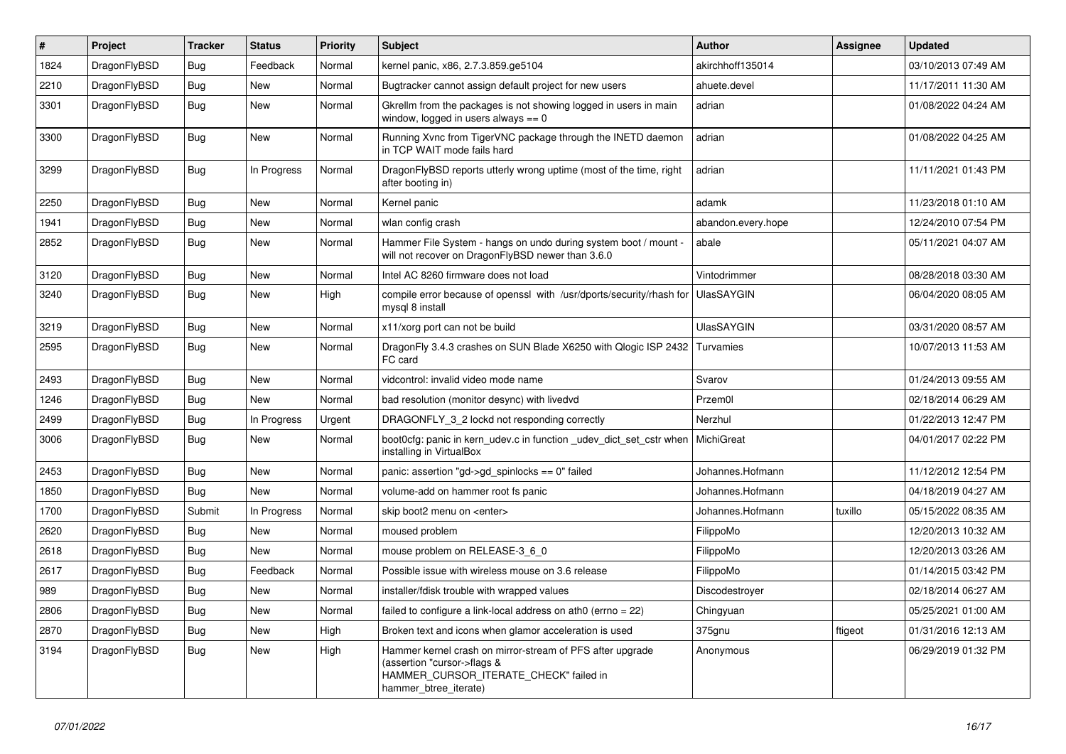| # | Project | Tracker | Status | Priority | Subject | Author | Assignee | Updated |
|---|---|---|---|---|---|---|---|---|
| 1824 | DragonFlyBSD | Bug | Feedback | Normal | kernel panic, x86, 2.7.3.859.ge5104 | akirchhoff135014 | | 03/10/2013 07:49 AM |
| 2210 | DragonFlyBSD | Bug | New | Normal | Bugtracker cannot assign default project for new users | ahuete.devel | | 11/17/2011 11:30 AM |
| 3301 | DragonFlyBSD | Bug | New | Normal | Gkrellm from the packages is not showing logged in users in main window, logged in users always == 0 | adrian | | 01/08/2022 04:24 AM |
| 3300 | DragonFlyBSD | Bug | New | Normal | Running Xvnc from TigerVNC package through the INETD daemon in TCP WAIT mode fails hard | adrian | | 01/08/2022 04:25 AM |
| 3299 | DragonFlyBSD | Bug | In Progress | Normal | DragonFlyBSD reports utterly wrong uptime (most of the time, right after booting in) | adrian | | 11/11/2021 01:43 PM |
| 2250 | DragonFlyBSD | Bug | New | Normal | Kernel panic | adamk | | 11/23/2018 01:10 AM |
| 1941 | DragonFlyBSD | Bug | New | Normal | wlan config crash | abandon.every.hope | | 12/24/2010 07:54 PM |
| 2852 | DragonFlyBSD | Bug | New | Normal | Hammer File System - hangs on undo during system boot / mount - will not recover on DragonFlyBSD newer than 3.6.0 | abale | | 05/11/2021 04:07 AM |
| 3120 | DragonFlyBSD | Bug | New | Normal | Intel AC 8260 firmware does not load | Vintodrimmer | | 08/28/2018 03:30 AM |
| 3240 | DragonFlyBSD | Bug | New | High | compile error because of openssl with /usr/dports/security/rhash for mysql 8 install | UlasSAYGIN | | 06/04/2020 08:05 AM |
| 3219 | DragonFlyBSD | Bug | New | Normal | x11/xorg port can not be build | UlasSAYGIN | | 03/31/2020 08:57 AM |
| 2595 | DragonFlyBSD | Bug | New | Normal | DragonFly 3.4.3 crashes on SUN Blade X6250 with Qlogic ISP 2432 FC card | Turvamies | | 10/07/2013 11:53 AM |
| 2493 | DragonFlyBSD | Bug | New | Normal | vidcontrol: invalid video mode name | Svarov | | 01/24/2013 09:55 AM |
| 1246 | DragonFlyBSD | Bug | New | Normal | bad resolution (monitor desync) with livedvd | Przem0l | | 02/18/2014 06:29 AM |
| 2499 | DragonFlyBSD | Bug | In Progress | Urgent | DRAGONFLY_3_2 lockd not responding correctly | Nerzhul | | 01/22/2013 12:47 PM |
| 3006 | DragonFlyBSD | Bug | New | Normal | boot0cfg: panic in kern_udev.c in function _udev_dict_set_cstr when installing in VirtualBox | MichiGreat | | 04/01/2017 02:22 PM |
| 2453 | DragonFlyBSD | Bug | New | Normal | panic: assertion "gd->gd_spinlocks == 0" failed | Johannes.Hofmann | | 11/12/2012 12:54 PM |
| 1850 | DragonFlyBSD | Bug | New | Normal | volume-add on hammer root fs panic | Johannes.Hofmann | | 04/18/2019 04:27 AM |
| 1700 | DragonFlyBSD | Submit | In Progress | Normal | skip boot2 menu on <enter> | Johannes.Hofmann | tuxillo | 05/15/2022 08:35 AM |
| 2620 | DragonFlyBSD | Bug | New | Normal | moused problem | FilippoMo | | 12/20/2013 10:32 AM |
| 2618 | DragonFlyBSD | Bug | New | Normal | mouse problem on RELEASE-3_6_0 | FilippoMo | | 12/20/2013 03:26 AM |
| 2617 | DragonFlyBSD | Bug | Feedback | Normal | Possible issue with wireless mouse on 3.6 release | FilippoMo | | 01/14/2015 03:42 PM |
| 989 | DragonFlyBSD | Bug | New | Normal | installer/fdisk trouble with wrapped values | Discodestroyer | | 02/18/2014 06:27 AM |
| 2806 | DragonFlyBSD | Bug | New | Normal | failed to configure a link-local address on ath0 (errno = 22) | Chingyuan | | 05/25/2021 01:00 AM |
| 2870 | DragonFlyBSD | Bug | New | High | Broken text and icons when glamor acceleration is used | 375gnu | ftigeot | 01/31/2016 12:13 AM |
| 3194 | DragonFlyBSD | Bug | New | High | Hammer kernel crash on mirror-stream of PFS after upgrade (assertion "cursor->flags & HAMMER_CURSOR_ITERATE_CHECK" failed in hammer_btree_iterate) | Anonymous | | 06/29/2019 01:32 PM |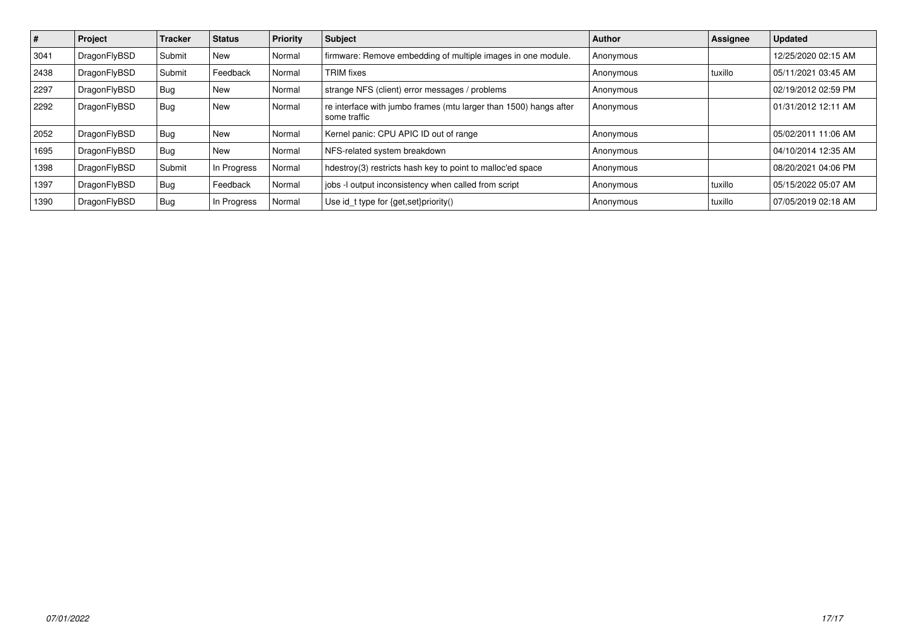| # | Project | Tracker | Status | Priority | Subject | Author | Assignee | Updated |
|---|---|---|---|---|---|---|---|---|
| 3041 | DragonFlyBSD | Submit | New | Normal | firmware: Remove embedding of multiple images in one module. | Anonymous | | 12/25/2020 02:15 AM |
| 2438 | DragonFlyBSD | Submit | Feedback | Normal | TRIM fixes | Anonymous | tuxillo | 05/11/2021 03:45 AM |
| 2297 | DragonFlyBSD | Bug | New | Normal | strange NFS (client) error messages / problems | Anonymous | | 02/19/2012 02:59 PM |
| 2292 | DragonFlyBSD | Bug | New | Normal | re interface with jumbo frames (mtu larger than 1500) hangs after some traffic | Anonymous | | 01/31/2012 12:11 AM |
| 2052 | DragonFlyBSD | Bug | New | Normal | Kernel panic: CPU APIC ID out of range | Anonymous | | 05/02/2011 11:06 AM |
| 1695 | DragonFlyBSD | Bug | New | Normal | NFS-related system breakdown | Anonymous | | 04/10/2014 12:35 AM |
| 1398 | DragonFlyBSD | Submit | In Progress | Normal | hdestroy(3) restricts hash key to point to malloc'ed space | Anonymous | | 08/20/2021 04:06 PM |
| 1397 | DragonFlyBSD | Bug | Feedback | Normal | jobs -l output inconsistency when called from script | Anonymous | tuxillo | 05/15/2022 05:07 AM |
| 1390 | DragonFlyBSD | Bug | In Progress | Normal | Use id_t type for {get,set}priority() | Anonymous | tuxillo | 07/05/2019 02:18 AM |

*07/01/2022*